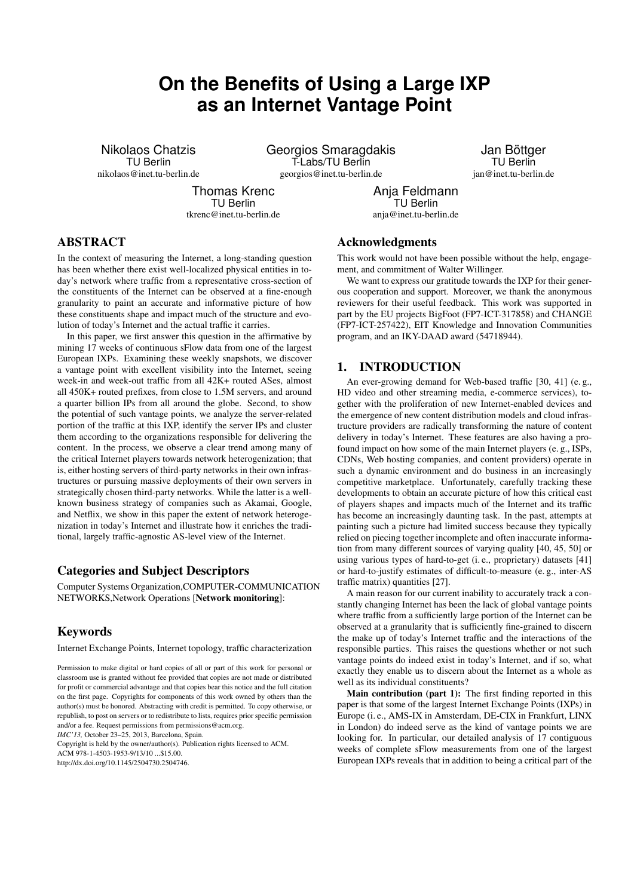# On the Benefits of Using a Large IXP as an Internet Vantage Point

Nikolaos Chatzis
TU Berlin
nikolaos@inet.tu-berlin.de

Georgios Smaragdakis
T-Labs/TU Berlin
georgios@inet.tu-berlin.de

Jan Böttger
TU Berlin
jan@inet.tu-berlin.de

Thomas Krenc
TU Berlin
tkrenc@inet.tu-berlin.de

Anja Feldmann
TU Berlin
anja@inet.tu-berlin.de

## ABSTRACT

In the context of measuring the Internet, a long-standing question has been whether there exist well-localized physical entities in today's network where traffic from a representative cross-section of the constituents of the Internet can be observed at a fine-enough granularity to paint an accurate and informative picture of how these constituents shape and impact much of the structure and evolution of today's Internet and the actual traffic it carries.

In this paper, we first answer this question in the affirmative by mining 17 weeks of continuous sFlow data from one of the largest European IXPs. Examining these weekly snapshots, we discover a vantage point with excellent visibility into the Internet, seeing week-in and week-out traffic from all 42K+ routed ASes, almost all 450K+ routed prefixes, from close to 1.5M servers, and around a quarter billion IPs from all around the globe. Second, to show the potential of such vantage points, we analyze the server-related portion of the traffic at this IXP, identify the server IPs and cluster them according to the organizations responsible for delivering the content. In the process, we observe a clear trend among many of the critical Internet players towards network heterogenization; that is, either hosting servers of third-party networks in their own infrastructures or pursuing massive deployments of their own servers in strategically chosen third-party networks. While the latter is a well-known business strategy of companies such as Akamai, Google, and Netflix, we show in this paper the extent of network heterogenization in today's Internet and illustrate how it enriches the traditional, largely traffic-agnostic AS-level view of the Internet.

## Categories and Subject Descriptors

Computer Systems Organization,COMPUTER-COMMUNICATION NETWORKS,Network Operations [**Network monitoring**]:

## Keywords

Internet Exchange Points, Internet topology, traffic characterization

Permission to make digital or hard copies of all or part of this work for personal or classroom use is granted without fee provided that copies are not made or distributed for profit or commercial advantage and that copies bear this notice and the full citation on the first page. Copyrights for components of this work owned by others than the author(s) must be honored. Abstracting with credit is permitted. To copy otherwise, or republish, to post on servers or to redistribute to lists, requires prior specific permission and/or a fee. Request permissions from permissions@acm.org.
*IMC'13,* October 23–25, 2013, Barcelona, Spain.
Copyright is held by the owner/author(s). Publication rights licensed to ACM.
ACM 978-1-4503-1953-9/13/10 ...$15.00.
http://dx.doi.org/10.1145/2504730.2504746.

## Acknowledgments

This work would not have been possible without the help, engagement, and commitment of Walter Willinger.

We want to express our gratitude towards the IXP for their generous cooperation and support. Moreover, we thank the anonymous reviewers for their useful feedback. This work was supported in part by the EU projects BigFoot (FP7-ICT-317858) and CHANGE (FP7-ICT-257422), EIT Knowledge and Innovation Communities program, and an IKY-DAAD award (54718944).

## 1. INTRODUCTION

An ever-growing demand for Web-based traffic [30, 41] (e. g., HD video and other streaming media, e-commerce services), together with the proliferation of new Internet-enabled devices and the emergence of new content distribution models and cloud infrastructure providers are radically transforming the nature of content delivery in today's Internet. These features are also having a profound impact on how some of the main Internet players (e. g., ISPs, CDNs, Web hosting companies, and content providers) operate in such a dynamic environment and do business in an increasingly competitive marketplace. Unfortunately, carefully tracking these developments to obtain an accurate picture of how this critical cast of players shapes and impacts much of the Internet and its traffic has become an increasingly daunting task. In the past, attempts at painting such a picture had limited success because they typically relied on piecing together incomplete and often inaccurate information from many different sources of varying quality [40, 45, 50] or using various types of hard-to-get (i. e., proprietary) datasets [41] or hard-to-justify estimates of difficult-to-measure (e. g., inter-AS traffic matrix) quantities [27].

A main reason for our current inability to accurately track a constantly changing Internet has been the lack of global vantage points where traffic from a sufficiently large portion of the Internet can be observed at a granularity that is sufficiently fine-grained to discern the make up of today's Internet traffic and the interactions of the responsible parties. This raises the questions whether or not such vantage points do indeed exist in today's Internet, and if so, what exactly they enable us to discern about the Internet as a whole as well as its individual constituents?

**Main contribution (part 1):** The first finding reported in this paper is that some of the largest Internet Exchange Points (IXPs) in Europe (i. e., AMS-IX in Amsterdam, DE-CIX in Frankfurt, LINX in London) do indeed serve as the kind of vantage points we are looking for. In particular, our detailed analysis of 17 contiguous weeks of complete sFlow measurements from one of the largest European IXPs reveals that in addition to being a critical part of the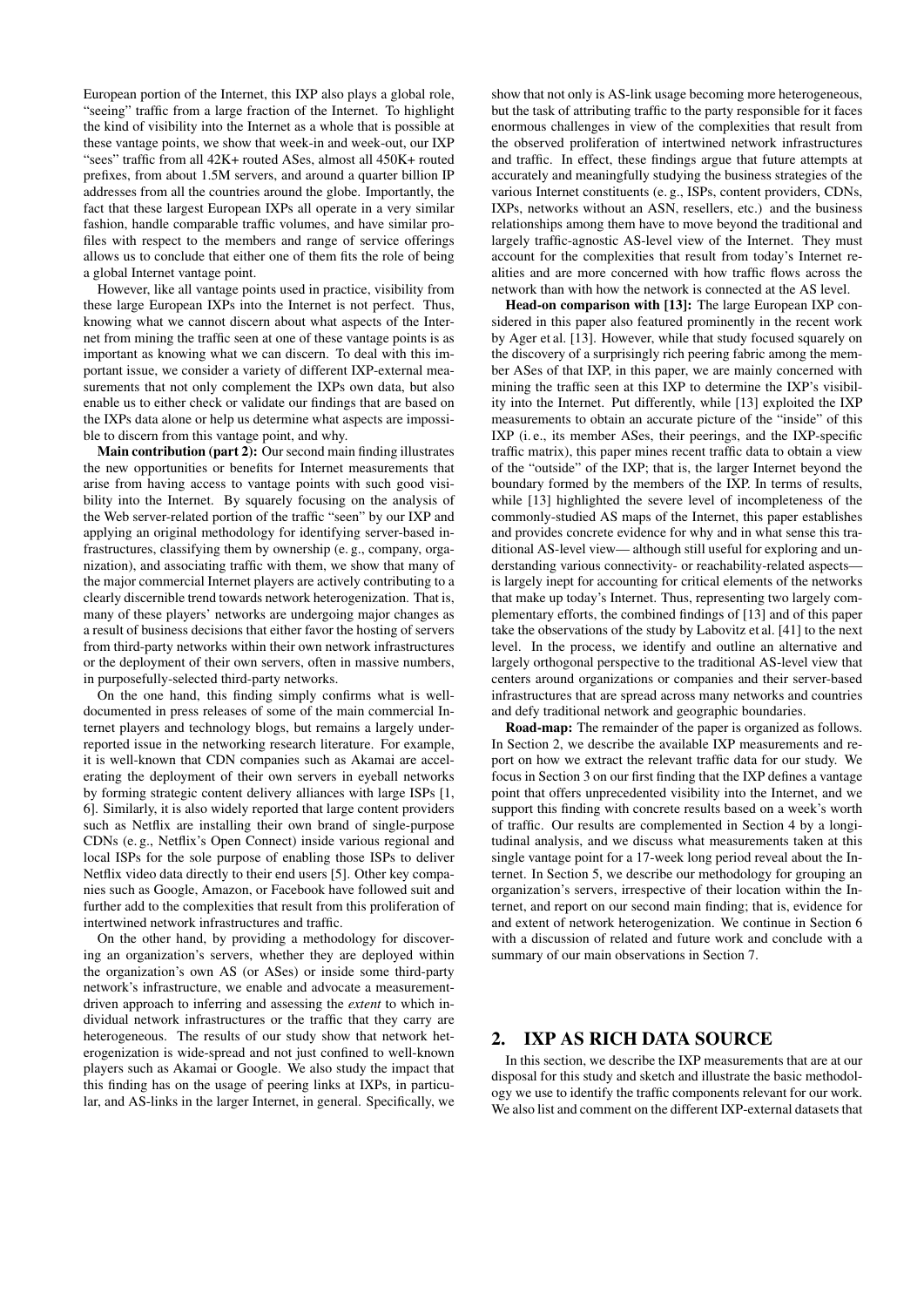European portion of the Internet, this IXP also plays a global role, "seeing" traffic from a large fraction of the Internet. To highlight the kind of visibility into the Internet as a whole that is possible at these vantage points, we show that week-in and week-out, our IXP "sees" traffic from all 42K+ routed ASes, almost all 450K+ routed prefixes, from about 1.5M servers, and around a quarter billion IP addresses from all the countries around the globe. Importantly, the fact that these largest European IXPs all operate in a very similar fashion, handle comparable traffic volumes, and have similar profiles with respect to the members and range of service offerings allows us to conclude that either one of them fits the role of being a global Internet vantage point.

However, like all vantage points used in practice, visibility from these large European IXPs into the Internet is not perfect. Thus, knowing what we cannot discern about what aspects of the Internet from mining the traffic seen at one of these vantage points is as important as knowing what we can discern. To deal with this important issue, we consider a variety of different IXP-external measurements that not only complement the IXPs own data, but also enable us to either check or validate our findings that are based on the IXPs data alone or help us determine what aspects are impossible to discern from this vantage point, and why.

**Main contribution (part 2):** Our second main finding illustrates the new opportunities or benefits for Internet measurements that arise from having access to vantage points with such good visibility into the Internet. By squarely focusing on the analysis of the Web server-related portion of the traffic "seen" by our IXP and applying an original methodology for identifying server-based infrastructures, classifying them by ownership (e. g., company, organization), and associating traffic with them, we show that many of the major commercial Internet players are actively contributing to a clearly discernible trend towards network heterogenization. That is, many of these players' networks are undergoing major changes as a result of business decisions that either favor the hosting of servers from third-party networks within their own network infrastructures or the deployment of their own servers, often in massive numbers, in purposefully-selected third-party networks.

On the one hand, this finding simply confirms what is well-documented in press releases of some of the main commercial Internet players and technology blogs, but remains a largely under-reported issue in the networking research literature. For example, it is well-known that CDN companies such as Akamai are accelerating the deployment of their own servers in eyeball networks by forming strategic content delivery alliances with large ISPs [1, 6]. Similarly, it is also widely reported that large content providers such as Netflix are installing their own brand of single-purpose CDNs (e. g., Netflix's Open Connect) inside various regional and local ISPs for the sole purpose of enabling those ISPs to deliver Netflix video data directly to their end users [5]. Other key companies such as Google, Amazon, or Facebook have followed suit and further add to the complexities that result from this proliferation of intertwined network infrastructures and traffic.

On the other hand, by providing a methodology for discovering an organization's servers, whether they are deployed within the organization's own AS (or ASes) or inside some third-party network's infrastructure, we enable and advocate a measurement-driven approach to inferring and assessing the *extent* to which individual network infrastructures or the traffic that they carry are heterogeneous. The results of our study show that network heterogenization is wide-spread and not just confined to well-known players such as Akamai or Google. We also study the impact that this finding has on the usage of peering links at IXPs, in particular, and AS-links in the larger Internet, in general. Specifically, we show that not only is AS-link usage becoming more heterogeneous, but the task of attributing traffic to the party responsible for it faces enormous challenges in view of the complexities that result from the observed proliferation of intertwined network infrastructures and traffic. In effect, these findings argue that future attempts at accurately and meaningfully studying the business strategies of the various Internet constituents (e. g., ISPs, content providers, CDNs, IXPs, networks without an ASN, resellers, etc.) and the business relationships among them have to move beyond the traditional and largely traffic-agnostic AS-level view of the Internet. They must account for the complexities that result from today's Internet realities and are more concerned with how traffic flows across the network than with how the network is connected at the AS level.

**Head-on comparison with [13]:** The large European IXP considered in this paper also featured prominently in the recent work by Ager et al. [13]. However, while that study focused squarely on the discovery of a surprisingly rich peering fabric among the member ASes of that IXP, in this paper, we are mainly concerned with mining the traffic seen at this IXP to determine the IXP's visibility into the Internet. Put differently, while [13] exploited the IXP measurements to obtain an accurate picture of the "inside" of this IXP (i. e., its member ASes, their peerings, and the IXP-specific traffic matrix), this paper mines recent traffic data to obtain a view of the "outside" of the IXP; that is, the larger Internet beyond the boundary formed by the members of the IXP. In terms of results, while [13] highlighted the severe level of incompleteness of the commonly-studied AS maps of the Internet, this paper establishes and provides concrete evidence for why and in what sense this traditional AS-level view— although still useful for exploring and understanding various connectivity- or reachability-related aspects— is largely inept for accounting for critical elements of the networks that make up today's Internet. Thus, representing two largely complementary efforts, the combined findings of [13] and of this paper take the observations of the study by Labovitz et al. [41] to the next level. In the process, we identify and outline an alternative and largely orthogonal perspective to the traditional AS-level view that centers around organizations or companies and their server-based infrastructures that are spread across many networks and countries and defy traditional network and geographic boundaries.

**Road-map:** The remainder of the paper is organized as follows. In Section 2, we describe the available IXP measurements and report on how we extract the relevant traffic data for our study. We focus in Section 3 on our first finding that the IXP defines a vantage point that offers unprecedented visibility into the Internet, and we support this finding with concrete results based on a week's worth of traffic. Our results are complemented in Section 4 by a longitudinal analysis, and we discuss what measurements taken at this single vantage point for a 17-week long period reveal about the Internet. In Section 5, we describe our methodology for grouping an organization's servers, irrespective of their location within the Internet, and report on our second main finding; that is, evidence for and extent of network heterogenization. We continue in Section 6 with a discussion of related and future work and conclude with a summary of our main observations in Section 7.

## 2. IXP AS RICH DATA SOURCE

In this section, we describe the IXP measurements that are at our disposal for this study and sketch and illustrate the basic methodology we use to identify the traffic components relevant for our work. We also list and comment on the different IXP-external datasets that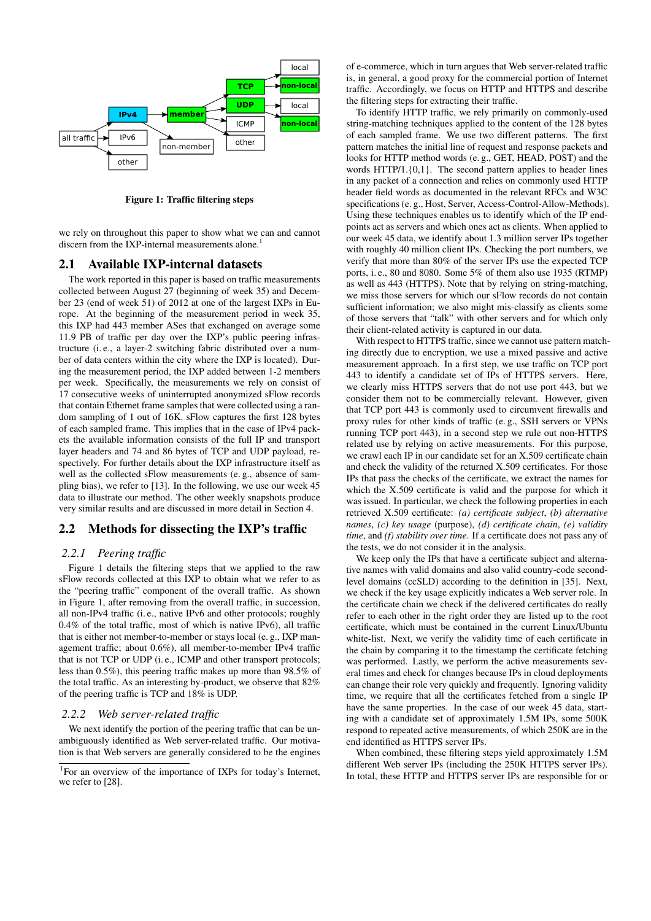Figure 1: Traffic filtering steps

we rely on throughout this paper to show what we can and cannot discern from the IXP-internal measurements alone.[1]

## 2.1 Available IXP-internal datasets

The work reported in this paper is based on traffic measurements collected between August 27 (beginning of week 35) and December 23 (end of week 51) of 2012 at one of the largest IXPs in Europe. At the beginning of the measurement period in week 35, this IXP had 443 member ASes that exchanged on average some 11.9 PB of traffic per day over the IXP's public peering infrastructure (i.e., a layer-2 switching fabric distributed over a number of data centers within the city where the IXP is located). During the measurement period, the IXP added between 1-2 members per week. Specifically, the measurements we rely on consist of 17 consecutive weeks of uninterrupted anonymized sFlow records that contain Ethernet frame samples that were collected using a random sampling of 1 out of 16K. sFlow captures the first 128 bytes of each sampled frame. This implies that in the case of IPv4 packets the available information consists of the full IP and transport layer headers and 74 and 86 bytes of TCP and UDP payload, respectively. For further details about the IXP infrastructure itself as well as the collected sFlow measurements (e. g., absence of sampling bias), we refer to [13]. In the following, we use our week 45 data to illustrate our method. The other weekly snapshots produce very similar results and are discussed in more detail in Section 4.

## 2.2 Methods for dissecting the IXP's traffic

### 2.2.1 Peering traffic

Figure 1 details the filtering steps that we applied to the raw sFlow records collected at this IXP to obtain what we refer to as the "peering traffic" component of the overall traffic. As shown in Figure 1, after removing from the overall traffic, in succession, all non-IPv4 traffic (i. e., native IPv6 and other protocols; roughly 0.4% of the total traffic, most of which is native IPv6), all traffic that is either not member-to-member or stays local (e. g., IXP management traffic; about 0.6%), all member-to-member IPv4 traffic that is not TCP or UDP (i. e., ICMP and other transport protocols; less than 0.5%), this peering traffic makes up more than 98.5% of the total traffic. As an interesting by-product, we observe that 82% of the peering traffic is TCP and 18% is UDP.

### 2.2.2 Web server-related traffic

We next identify the portion of the peering traffic that can be unambiguously identified as Web server-related traffic. Our motivation is that Web servers are generally considered to be the engines of e-commerce, which in turn argues that Web server-related traffic is, in general, a good proxy for the commercial portion of Internet traffic. Accordingly, we focus on HTTP and HTTPS and describe the filtering steps for extracting their traffic.

To identify HTTP traffic, we rely primarily on commonly-used string-matching techniques applied to the content of the 128 bytes of each sampled frame. We use two different patterns. The first pattern matches the initial line of request and response packets and looks for HTTP method words (e. g., GET, HEAD, POST) and the words HTTP/1.{0,1}. The second pattern applies to header lines in any packet of a connection and relies on commonly used HTTP header field words as documented in the relevant RFCs and W3C specifications (e. g., Host, Server, Access-Control-Allow-Methods). Using these techniques enables us to identify which of the IP endpoints act as servers and which ones act as clients. When applied to our week 45 data, we identify about 1.3 million server IPs together with roughly 40 million client IPs. Checking the port numbers, we verify that more than 80% of the server IPs use the expected TCP ports, i. e., 80 and 8080. Some 5% of them also use 1935 (RTMP) as well as 443 (HTTPS). Note that by relying on string-matching, we miss those servers for which our sFlow records do not contain sufficient information; we also might mis-classify as clients some of those servers that "talk" with other servers and for which only their client-related activity is captured in our data.

With respect to HTTPS traffic, since we cannot use pattern matching directly due to encryption, we use a mixed passive and active measurement approach. In a first step, we use traffic on TCP port 443 to identify a candidate set of IPs of HTTPS servers. Here, we clearly miss HTTPS servers that do not use port 443, but we consider them not to be commercially relevant. However, given that TCP port 443 is commonly used to circumvent firewalls and proxy rules for other kinds of traffic (e. g., SSH servers or VPNs running TCP port 443), in a second step we rule out non-HTTPS related use by relying on active measurements. For this purpose, we crawl each IP in our candidate set for an X.509 certificate chain and check the validity of the returned X.509 certificates. For those IPs that pass the checks of the certificate, we extract the names for which the X.509 certificate is valid and the purpose for which it was issued. In particular, we check the following properties in each retrieved X.509 certificate: *(a) certificate subject*, *(b) alternative names*, *(c) key usage* (purpose), *(d) certificate chain*, *(e) validity time*, and *(f) stability over time*. If a certificate does not pass any of the tests, we do not consider it in the analysis.

We keep only the IPs that have a certificate subject and alternative names with valid domains and also valid country-code second-level domains (ccSLD) according to the definition in [35]. Next, we check if the key usage explicitly indicates a Web server role. In the certificate chain we check if the delivered certificates do really refer to each other in the right order they are listed up to the root certificate, which must be contained in the current Linux/Ubuntu white-list. Next, we verify the validity time of each certificate in the chain by comparing it to the timestamp the certificate fetching was performed. Lastly, we perform the active measurements several times and check for changes because IPs in cloud deployments can change their role very quickly and frequently. Ignoring validity time, we require that all the certificates fetched from a single IP have the same properties. In the case of our week 45 data, starting with a candidate set of approximately 1.5M IPs, some 500K respond to repeated active measurements, of which 250K are in the end identified as HTTPS server IPs.

When combined, these filtering steps yield approximately 1.5M different Web server IPs (including the 250K HTTPS server IPs). In total, these HTTP and HTTPS server IPs are responsible for or

[1] For an overview of the importance of IXPs for today's Internet, we refer to [28].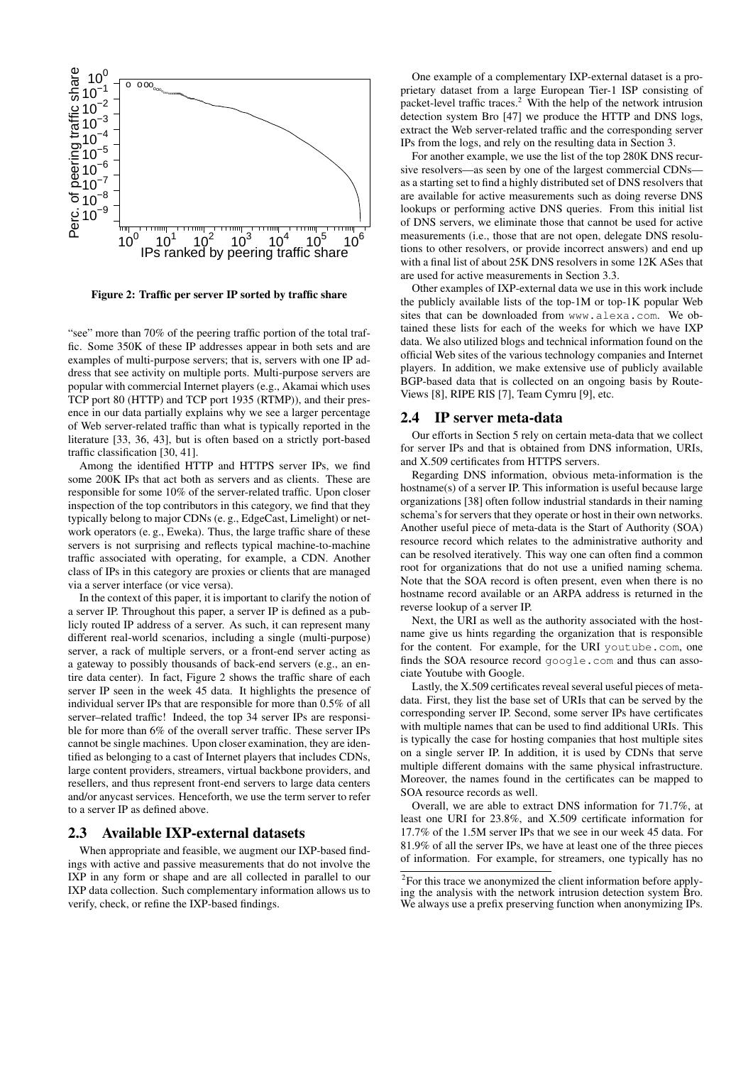Figure 2: Traffic per server IP sorted by traffic share

"see" more than 70% of the peering traffic portion of the total traffic. Some 350K of these IP addresses appear in both sets and are examples of multi-purpose servers; that is, servers with one IP address that see activity on multiple ports. Multi-purpose servers are popular with commercial Internet players (e.g., Akamai which uses TCP port 80 (HTTP) and TCP port 1935 (RTMP)), and their presence in our data partially explains why we see a larger percentage of Web server-related traffic than what is typically reported in the literature [33, 36, 43], but is often based on a strictly port-based traffic classification [30, 41].

Among the identified HTTP and HTTPS server IPs, we find some 200K IPs that act both as servers and as clients. These are responsible for some 10% of the server-related traffic. Upon closer inspection of the top contributors in this category, we find that they typically belong to major CDNs (e. g., EdgeCast, Limelight) or network operators (e. g., Eweka). Thus, the large traffic share of these servers is not surprising and reflects typical machine-to-machine traffic associated with operating, for example, a CDN. Another class of IPs in this category are proxies or clients that are managed via a server interface (or vice versa).

In the context of this paper, it is important to clarify the notion of a server IP. Throughout this paper, a server IP is defined as a publicly routed IP address of a server. As such, it can represent many different real-world scenarios, including a single (multi-purpose) server, a rack of multiple servers, or a front-end server acting as a gateway to possibly thousands of back-end servers (e.g., an entire data center). In fact, Figure 2 shows the traffic share of each server IP seen in the week 45 data. It highlights the presence of individual server IPs that are responsible for more than 0.5% of all server–related traffic! Indeed, the top 34 server IPs are responsible for more than 6% of the overall server traffic. These server IPs cannot be single machines. Upon closer examination, they are identified as belonging to a cast of Internet players that includes CDNs, large content providers, streamers, virtual backbone providers, and resellers, and thus represent front-end servers to large data centers and/or anycast services. Henceforth, we use the term server to refer to a server IP as defined above.

## 2.3 Available IXP-external datasets

When appropriate and feasible, we augment our IXP-based findings with active and passive measurements that do not involve the IXP in any form or shape and are all collected in parallel to our IXP data collection. Such complementary information allows us to verify, check, or refine the IXP-based findings.

One example of a complementary IXP-external dataset is a proprietary dataset from a large European Tier-1 ISP consisting of packet-level traffic traces.[2] With the help of the network intrusion detection system Bro [47] we produce the HTTP and DNS logs, extract the Web server-related traffic and the corresponding server IPs from the logs, and rely on the resulting data in Section 3.

For another example, we use the list of the top 280K DNS recursive resolvers—as seen by one of the largest commercial CDNs—as a starting set to find a highly distributed set of DNS resolvers that are available for active measurements such as doing reverse DNS lookups or performing active DNS queries. From this initial list of DNS servers, we eliminate those that cannot be used for active measurements (i.e., those that are not open, delegate DNS resolutions to other resolvers, or provide incorrect answers) and end up with a final list of about 25K DNS resolvers in some 12K ASes that are used for active measurements in Section 3.3.

Other examples of IXP-external data we use in this work include the publicly available lists of the top-1M or top-1K popular Web sites that can be downloaded from www.alexa.com. We obtained these lists for each of the weeks for which we have IXP data. We also utilized blogs and technical information found on the official Web sites of the various technology companies and Internet players. In addition, we make extensive use of publicly available BGP-based data that is collected on an ongoing basis by RouteViews [8], RIPE RIS [7], Team Cymru [9], etc.

## 2.4 IP server meta-data

Our efforts in Section 5 rely on certain meta-data that we collect for server IPs and that is obtained from DNS information, URIs, and X.509 certificates from HTTPS servers.

Regarding DNS information, obvious meta-information is the hostname(s) of a server IP. This information is useful because large organizations [38] often follow industrial standards in their naming schema's for servers that they operate or host in their own networks. Another useful piece of meta-data is the Start of Authority (SOA) resource record which relates to the administrative authority and can be resolved iteratively. This way one can often find a common root for organizations that do not use a unified naming schema. Note that the SOA record is often present, even when there is no hostname record available or an ARPA address is returned in the reverse lookup of a server IP.

Next, the URI as well as the authority associated with the hostname give us hints regarding the organization that is responsible for the content. For example, for the URI youtube.com, one finds the SOA resource record google.com and thus can associate Youtube with Google.

Lastly, the X.509 certificates reveal several useful pieces of metadata. First, they list the base set of URIs that can be served by the corresponding server IP. Second, some server IPs have certificates with multiple names that can be used to find additional URIs. This is typically the case for hosting companies that host multiple sites on a single server IP. In addition, it is used by CDNs that serve multiple different domains with the same physical infrastructure. Moreover, the names found in the certificates can be mapped to SOA resource records as well.

Overall, we are able to extract DNS information for 71.7%, at least one URI for 23.8%, and X.509 certificate information for 17.7% of the 1.5M server IPs that we see in our week 45 data. For 81.9% of all the server IPs, we have at least one of the three pieces of information. For example, for streamers, one typically has no

[2]For this trace we anonymized the client information before applying the analysis with the network intrusion detection system Bro. We always use a prefix preserving function when anonymizing IPs.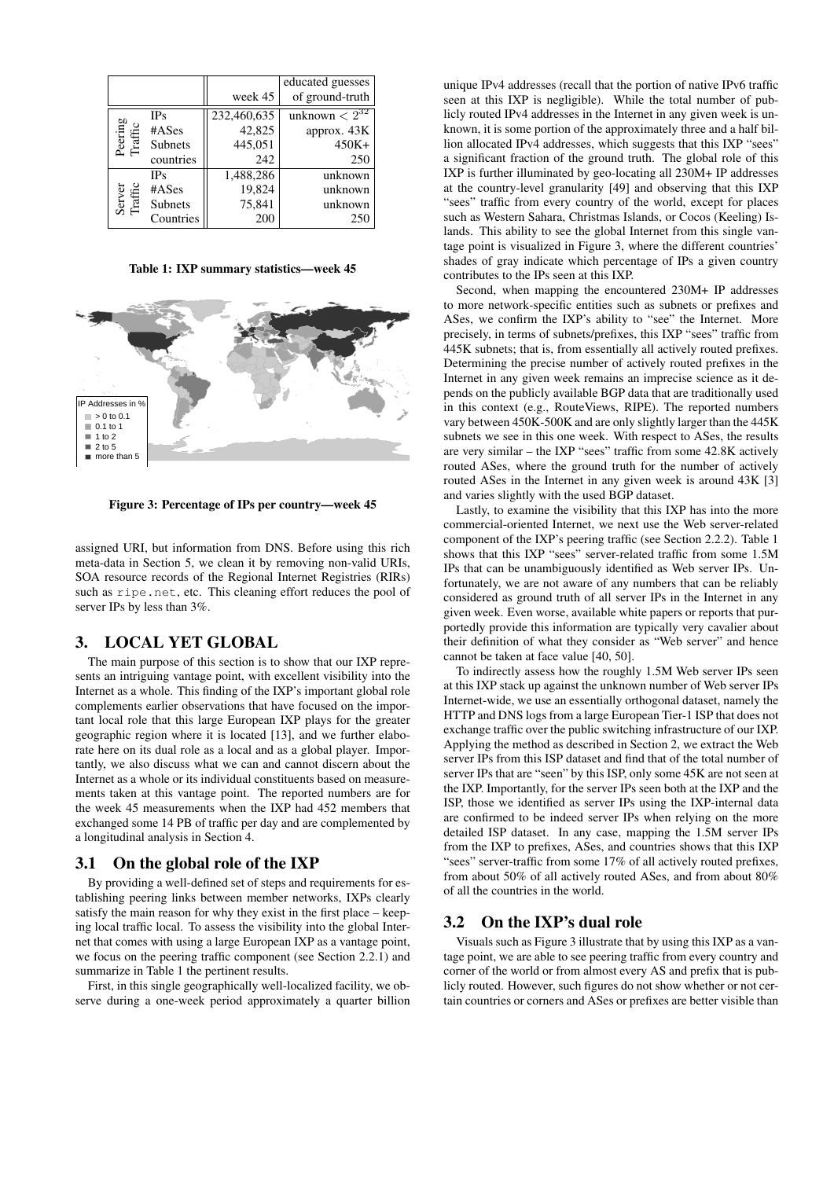|  |  | week 45 | educated guesses of ground-truth |
|---|---|---|---|
| Peering Traffic | IPs | 232,460,635 | unknown $< 2^{32}$ |
|  | #ASes | 42,825 | approx. 43K |
|  | Subnets | 445,051 | 450K+ |
|  | countries | 242 | 250 |
| Server Traffic | IPs | 1,488,286 | unknown |
|  | #ASes | 19,824 | unknown |
|  | Subnets | 75,841 | unknown |
|  | Countries | 200 | 250 |

**Table 1: IXP summary statistics—week 45**

**Figure 3: Percentage of IPs per country—week 45**

assigned URI, but information from DNS. Before using this rich meta-data in Section 5, we clean it by removing non-valid URIs, SOA resource records of the Regional Internet Registries (RIRs) such as ripe.net, etc. This cleaning effort reduces the pool of server IPs by less than 3%.

## 3. LOCAL YET GLOBAL

The main purpose of this section is to show that our IXP represents an intriguing vantage point, with excellent visibility into the Internet as a whole. This finding of the IXP's important global role complements earlier observations that have focused on the important local role that this large European IXP plays for the greater geographic region where it is located [13], and we further elaborate here on its dual role as a local and as a global player. Importantly, we also discuss what we can and cannot discern about the Internet as a whole or its individual constituents based on measurements taken at this vantage point. The reported numbers are for the week 45 measurements when the IXP had 452 members that exchanged some 14 PB of traffic per day and are complemented by a longitudinal analysis in Section 4.

### 3.1 On the global role of the IXP

By providing a well-defined set of steps and requirements for establishing peering links between member networks, IXPs clearly satisfy the main reason for why they exist in the first place – keeping local traffic local. To assess the visibility into the global Internet that comes with using a large European IXP as a vantage point, we focus on the peering traffic component (see Section 2.2.1) and summarize in Table 1 the pertinent results.

First, in this single geographically well-localized facility, we observe during a one-week period approximately a quarter billion unique IPv4 addresses (recall that the portion of native IPv6 traffic seen at this IXP is negligible). While the total number of publicly routed IPv4 addresses in the Internet in any given week is unknown, it is some portion of the approximately three and a half billion allocated IPv4 addresses, which suggests that this IXP "sees" a significant fraction of the ground truth. The global role of this IXP is further illuminated by geo-locating all 230M+ IP addresses at the country-level granularity [49] and observing that this IXP "sees" traffic from every country of the world, except for places such as Western Sahara, Christmas Islands, or Cocos (Keeling) Islands. This ability to see the global Internet from this single vantage point is visualized in Figure 3, where the different countries' shades of gray indicate which percentage of IPs a given country contributes to the IPs seen at this IXP.

Second, when mapping the encountered 230M+ IP addresses to more network-specific entities such as subnets or prefixes and ASes, we confirm the IXP's ability to "see" the Internet. More precisely, in terms of subnets/prefixes, this IXP "sees" traffic from 445K subnets; that is, from essentially all actively routed prefixes. Determining the precise number of actively routed prefixes in the Internet in any given week remains an imprecise science as it depends on the publicly available BGP data that are traditionally used in this context (e.g., RouteViews, RIPE). The reported numbers vary between 450K-500K and are only slightly larger than the 445K subnets we see in this one week. With respect to ASes, the results are very similar – the IXP "sees" traffic from some 42.8K actively routed ASes, where the ground truth for the number of actively routed ASes in the Internet in any given week is around 43K [3] and varies slightly with the used BGP dataset.

Lastly, to examine the visibility that this IXP has into the more commercial-oriented Internet, we next use the Web server-related component of the IXP's peering traffic (see Section 2.2.2). Table 1 shows that this IXP "sees" server-related traffic from some 1.5M IPs that can be unambiguously identified as Web server IPs. Unfortunately, we are not aware of any numbers that can be reliably considered as ground truth of all server IPs in the Internet in any given week. Even worse, available white papers or reports that purportedly provide this information are typically very cavalier about their definition of what they consider as "Web server" and hence cannot be taken at face value [40, 50].

To indirectly assess how the roughly 1.5M Web server IPs seen at this IXP stack up against the unknown number of Web server IPs Internet-wide, we use an essentially orthogonal dataset, namely the HTTP and DNS logs from a large European Tier-1 ISP that does not exchange traffic over the public switching infrastructure of our IXP. Applying the method as described in Section 2, we extract the Web server IPs from this ISP dataset and find that of the total number of server IPs that are "seen" by this ISP, only some 45K are not seen at the IXP. Importantly, for the server IPs seen both at the IXP and the ISP, those we identified as server IPs using the IXP-internal data are confirmed to be indeed server IPs when relying on the more detailed ISP dataset. In any case, mapping the 1.5M server IPs from the IXP to prefixes, ASes, and countries shows that this IXP "sees" server-traffic from some 17% of all actively routed prefixes, from about 50% of all actively routed ASes, and from about 80% of all the countries in the world.

### 3.2 On the IXP's dual role

Visuals such as Figure 3 illustrate that by using this IXP as a vantage point, we are able to see peering traffic from every country and corner of the world or from almost every AS and prefix that is publicly routed. However, such figures do not show whether or not certain countries or corners and ASes or prefixes are better visible than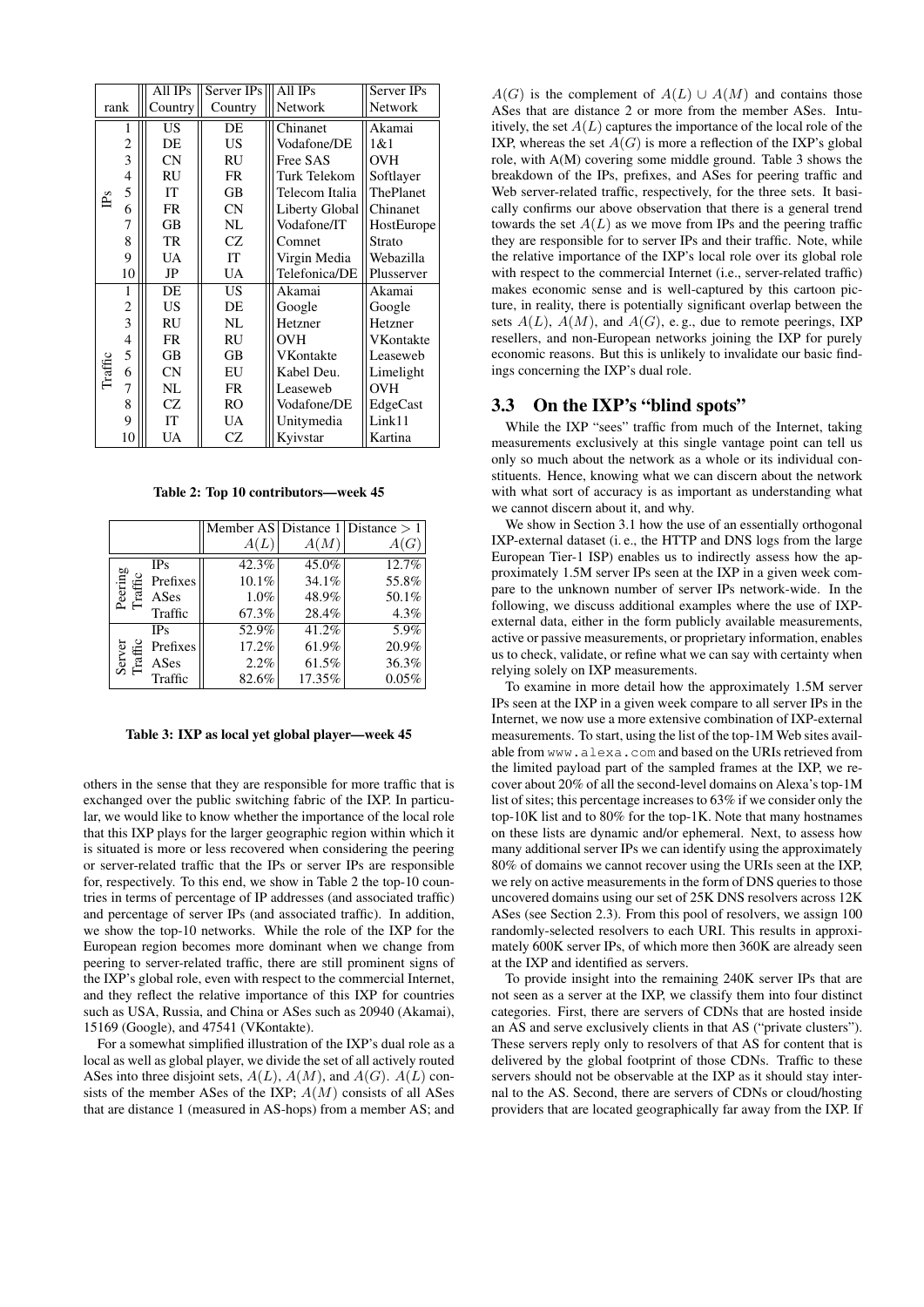| | rank | All IPs Country | Server IPs Country | All IPs Network | Server IPs Network |
|---|---|---|---|---|---|
| IPs | 1 | US | DE | Chinanet | Akamai |
| | 2 | DE | US | Vodafone/DE | 1&1 |
| | 3 | CN | RU | Free SAS | OVH |
| | 4 | RU | FR | Turk Telekom | Softlayer |
| | 5 | IT | GB | Telecom Italia | ThePlanet |
| | 6 | FR | CN | Liberty Global | Chinanet |
| | 7 | GB | NL | Vodafone/IT | HostEurope |
| | 8 | TR | CZ | Comnet | Strato |
| | 9 | UA | IT | Virgin Media | Webazilla |
| | 10 | JP | UA | Telefonica/DE | Plusserver |
| Traffic | 1 | DE | US | Akamai | Akamai |
| | 2 | US | DE | Google | Google |
| | 3 | RU | NL | Hetzner | Hetzner |
| | 4 | FR | RU | OVH | VKontakte |
| | 5 | GB | GB | VKontakte | Leaseweb |
| | 6 | CN | EU | Kabel Deu. | Limelight |
| | 7 | NL | FR | Leaseweb | OVH |
| | 8 | CZ | RO | Vodafone/DE | EdgeCast |
| | 9 | IT | UA | Unitymedia | Link11 |
| | 10 | UA | CZ | Kyivstar | Kartina |

**Table 2: Top 10 contributors—week 45**

| | | Member AS $A(L)$ | Distance 1 $A(M)$ | Distance $> 1$ $A(G)$ |
|---|---|---|---|---|
| Peering Traffic | IPs | 42.3% | 45.0% | 12.7% |
| | Prefixes | 10.1% | 34.1% | 55.8% |
| | ASes | 1.0% | 48.9% | 50.1% |
| | Traffic | 67.3% | 28.4% | 4.3% |
| Server Traffic | IPs | 52.9% | 41.2% | 5.9% |
| | Prefixes | 17.2% | 61.9% | 20.9% |
| | ASes | 2.2% | 61.5% | 36.3% |
| | Traffic | 82.6% | 17.35% | 0.05% |

**Table 3: IXP as local yet global player—week 45**

others in the sense that they are responsible for more traffic that is exchanged over the public switching fabric of the IXP. In particular, we would like to know whether the importance of the local role that this IXP plays for the larger geographic region within which it is situated is more or less recovered when considering the peering or server-related traffic that the IPs or server IPs are responsible for, respectively. To this end, we show in Table 2 the top-10 countries in terms of percentage of IP addresses (and associated traffic) and percentage of server IPs (and associated traffic). In addition, we show the top-10 networks. While the role of the IXP for the European region becomes more dominant when we change from peering to server-related traffic, there are still prominent signs of the IXP's global role, even with respect to the commercial Internet, and they reflect the relative importance of this IXP for countries such as USA, Russia, and China or ASes such as 20940 (Akamai), 15169 (Google), and 47541 (VKontakte).

For a somewhat simplified illustration of the IXP's dual role as a local as well as global player, we divide the set of all actively routed ASes into three disjoint sets, $A(L)$, $A(M)$, and $A(G)$. $A(L)$ consists of the member ASes of the IXP; $A(M)$ consists of all ASes that are distance 1 (measured in AS-hops) from a member AS; and $A(G)$ is the complement of $A(L) \cup A(M)$ and contains those ASes that are distance 2 or more from the member ASes. Intuitively, the set $A(L)$ captures the importance of the local role of the IXP, whereas the set $A(G)$ is more a reflection of the IXP's global role, with A(M) covering some middle ground. Table 3 shows the breakdown of the IPs, prefixes, and ASes for peering traffic and Web server-related traffic, respectively, for the three sets. It basically confirms our above observation that there is a general trend towards the set $A(L)$ as we move from IPs and the peering traffic they are responsible for to server IPs and their traffic. Note, while the relative importance of the IXP's local role over its global role with respect to the commercial Internet (i.e., server-related traffic) makes economic sense and is well-captured by this cartoon picture, in reality, there is potentially significant overlap between the sets $A(L)$, $A(M)$, and $A(G)$, e. g., due to remote peerings, IXP resellers, and non-European networks joining the IXP for purely economic reasons. But this is unlikely to invalidate our basic findings concerning the IXP's dual role.

### 3.3 On the IXP's "blind spots"

While the IXP "sees" traffic from much of the Internet, taking measurements exclusively at this single vantage point can tell us only so much about the network as a whole or its individual constituents. Hence, knowing what we can discern about the network with what sort of accuracy is as important as understanding what we cannot discern about it, and why.

We show in Section 3.1 how the use of an essentially orthogonal IXP-external dataset (i. e., the HTTP and DNS logs from the large European Tier-1 ISP) enables us to indirectly assess how the approximately 1.5M server IPs seen at the IXP in a given week compare to the unknown number of server IPs network-wide. In the following, we discuss additional examples where the use of IXP-external data, either in the form publicly available measurements, active or passive measurements, or proprietary information, enables us to check, validate, or refine what we can say with certainty when relying solely on IXP measurements.

To examine in more detail how the approximately 1.5M server IPs seen at the IXP in a given week compare to all server IPs in the Internet, we now use a more extensive combination of IXP-external measurements. To start, using the list of the top-1M Web sites available from www.alexa.com and based on the URIs retrieved from the limited payload part of the sampled frames at the IXP, we recover about 20% of all the second-level domains on Alexa's top-1M list of sites; this percentage increases to 63% if we consider only the top-10K list and to 80% for the top-1K. Note that many hostnames on these lists are dynamic and/or ephemeral. Next, to assess how many additional server IPs we can identify using the approximately 80% of domains we cannot recover using the URIs seen at the IXP, we rely on active measurements in the form of DNS queries to those uncovered domains using our set of 25K DNS resolvers across 12K ASes (see Section 2.3). From this pool of resolvers, we assign 100 randomly-selected resolvers to each URI. This results in approximately 600K server IPs, of which more then 360K are already seen at the IXP and identified as servers.

To provide insight into the remaining 240K server IPs that are not seen as a server at the IXP, we classify them into four distinct categories. First, there are servers of CDNs that are hosted inside an AS and serve exclusively clients in that AS ("private clusters"). These servers reply only to resolvers of that AS for content that is delivered by the global footprint of those CDNs. Traffic to these servers should not be observable at the IXP as it should stay internal to the AS. Second, there are servers of CDNs or cloud/hosting providers that are located geographically far away from the IXP. If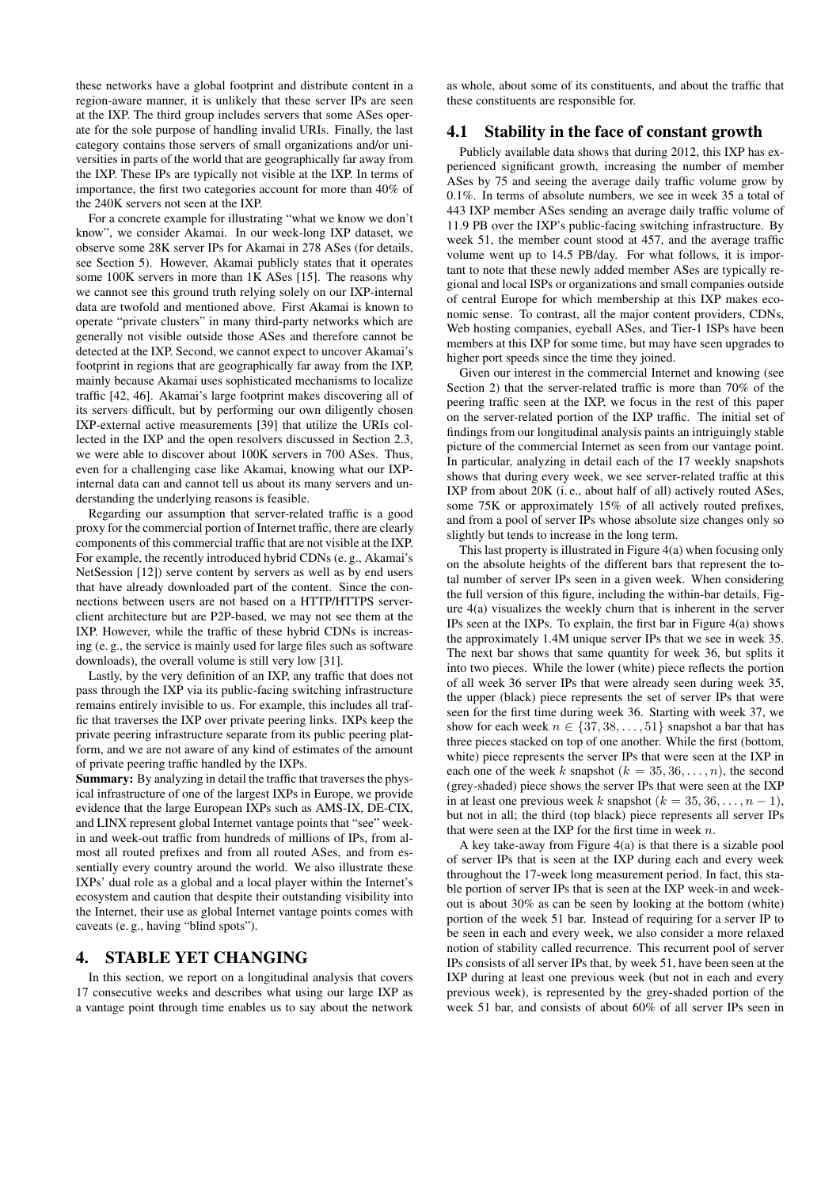these networks have a global footprint and distribute content in a region-aware manner, it is unlikely that these server IPs are seen at the IXP. The third group includes servers that some ASes operate for the sole purpose of handling invalid URIs. Finally, the last category contains those servers of small organizations and/or universities in parts of the world that are geographically far away from the IXP. These IPs are typically not visible at the IXP. In terms of importance, the first two categories account for more than 40% of the 240K servers not seen at the IXP.

For a concrete example for illustrating "what we know we don't know", we consider Akamai. In our week-long IXP dataset, we observe some 28K server IPs for Akamai in 278 ASes (for details, see Section 5). However, Akamai publicly states that it operates some 100K servers in more than 1K ASes [15]. The reasons why we cannot see this ground truth relying solely on our IXP-internal data are twofold and mentioned above. First Akamai is known to operate "private clusters" in many third-party networks which are generally not visible outside those ASes and therefore cannot be detected at the IXP. Second, we cannot expect to uncover Akamai's footprint in regions that are geographically far away from the IXP, mainly because Akamai uses sophisticated mechanisms to localize traffic [42, 46]. Akamai's large footprint makes discovering all of its servers difficult, but by performing our own diligently chosen IXP-external active measurements [39] that utilize the URIs collected in the IXP and the open resolvers discussed in Section 2.3, we were able to discover about 100K servers in 700 ASes. Thus, even for a challenging case like Akamai, knowing what our IXP-internal data can and cannot tell us about its many servers and understanding the underlying reasons is feasible.

Regarding our assumption that server-related traffic is a good proxy for the commercial portion of Internet traffic, there are clearly components of this commercial traffic that are not visible at the IXP. For example, the recently introduced hybrid CDNs (e. g., Akamai's NetSession [12]) serve content by servers as well as by end users that have already downloaded part of the content. Since the connections between users are not based on a HTTP/HTTPS server-client architecture but are P2P-based, we may not see them at the IXP. However, while the traffic of these hybrid CDNs is increasing (e. g., the service is mainly used for large files such as software downloads), the overall volume is still very low [31].

Lastly, by the very definition of an IXP, any traffic that does not pass through the IXP via its public-facing switching infrastructure remains entirely invisible to us. For example, this includes all traffic that traverses the IXP over private peering links. IXPs keep the private peering infrastructure separate from its public peering platform, and we are not aware of any kind of estimates of the amount of private peering traffic handled by the IXPs.

**Summary:** By analyzing in detail the traffic that traverses the physical infrastructure of one of the largest IXPs in Europe, we provide evidence that the large European IXPs such as AMS-IX, DE-CIX, and LINX represent global Internet vantage points that "see" week-in and week-out traffic from hundreds of millions of IPs, from almost all routed prefixes and from all routed ASes, and from essentially every country around the world. We also illustrate these IXPs' dual role as a global and a local player within the Internet's ecosystem and caution that despite their outstanding visibility into the Internet, their use as global Internet vantage points comes with caveats (e. g., having "blind spots").

# 4. STABLE YET CHANGING

In this section, we report on a longitudinal analysis that covers 17 consecutive weeks and describes what using our large IXP as a vantage point through time enables us to say about the network as whole, about some of its constituents, and about the traffic that these constituents are responsible for.

## 4.1 Stability in the face of constant growth

Publicly available data shows that during 2012, this IXP has experienced significant growth, increasing the number of member ASes by 75 and seeing the average daily traffic volume grow by 0.1%. In terms of absolute numbers, we see in week 35 a total of 443 IXP member ASes sending an average daily traffic volume of 11.9 PB over the IXP's public-facing switching infrastructure. By week 51, the member count stood at 457, and the average traffic volume went up to 14.5 PB/day. For what follows, it is important to note that these newly added member ASes are typically regional and local ISPs or organizations and small companies outside of central Europe for which membership at this IXP makes economic sense. To contrast, all the major content providers, CDNs, Web hosting companies, eyeball ASes, and Tier-1 ISPs have been members at this IXP for some time, but may have seen upgrades to higher port speeds since the time they joined.

Given our interest in the commercial Internet and knowing (see Section 2) that the server-related traffic is more than 70% of the peering traffic seen at the IXP, we focus in the rest of this paper on the server-related portion of the IXP traffic. The initial set of findings from our longitudinal analysis paints an intriguingly stable picture of the commercial Internet as seen from our vantage point. In particular, analyzing in detail each of the 17 weekly snapshots shows that during every week, we see server-related traffic at this IXP from about 20K (i. e., about half of all) actively routed ASes, some 75K or approximately 15% of all actively routed prefixes, and from a pool of server IPs whose absolute size changes only so slightly but tends to increase in the long term.

This last property is illustrated in Figure 4(a) when focusing only on the absolute heights of the different bars that represent the total number of server IPs seen in a given week. When considering the full version of this figure, including the within-bar details, Figure 4(a) visualizes the weekly churn that is inherent in the server IPs seen at the IXPs. To explain, the first bar in Figure 4(a) shows the approximately 1.4M unique server IPs that we see in week 35. The next bar shows that same quantity for week 36, but splits it into two pieces. While the lower (white) piece reflects the portion of all week 36 server IPs that were already seen during week 35, the upper (black) piece represents the set of server IPs that were seen for the first time during week 36. Starting with week 37, we show for each week $n \in \{37, 38, \ldots, 51\}$ snapshot a bar that has three pieces stacked on top of one another. While the first (bottom, white) piece represents the server IPs that were seen at the IXP in each one of the week $k$ snapshot ($k = 35, 36, \ldots, n$), the second (grey-shaded) piece shows the server IPs that were seen at the IXP in at least one previous week $k$ snapshot ($k = 35, 36, \ldots, n-1$), but not in all; the third (top black) piece represents all server IPs that were seen at the IXP for the first time in week $n$.

A key take-away from Figure 4(a) is that there is a sizable pool of server IPs that is seen at the IXP during each and every week throughout the 17-week long measurement period. In fact, this stable portion of server IPs that is seen at the IXP week-in and week-out is about 30% as can be seen by looking at the bottom (white) portion of the week 51 bar. Instead of requiring for a server IP to be seen in each and every week, we also consider a more relaxed notion of stability called recurrence. This recurrent pool of server IPs consists of all server IPs that, by week 51, have been seen at the IXP during at least one previous week (but not in each and every previous week), is represented by the grey-shaded portion of the week 51 bar, and consists of about 60% of all server IPs seen in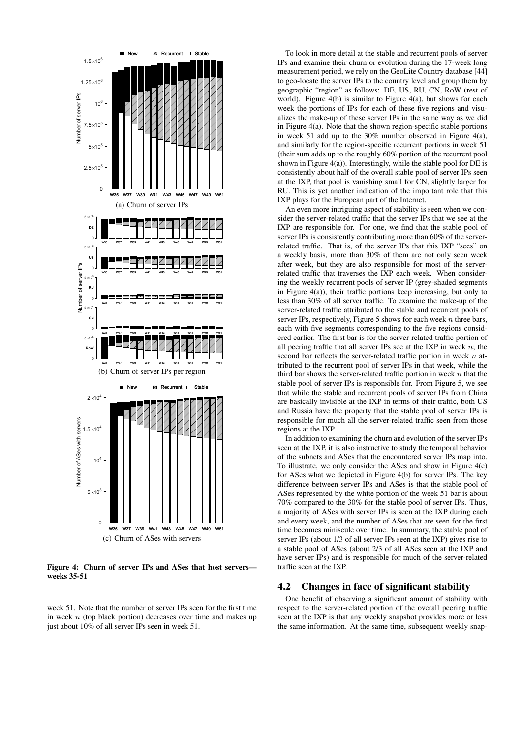Figure 4: Churn of server IPs and ASes that host servers—weeks 35-51

(a) Churn of server IPs

(b) Churn of server IPs per region

(c) Churn of ASes with servers

week 51. Note that the number of server IPs seen for the first time in week $n$ (top black portion) decreases over time and makes up just about 10% of all server IPs seen in week 51.

To look in more detail at the stable and recurrent pools of server IPs and examine their churn or evolution during the 17-week long measurement period, we rely on the GeoLite Country database [44] to geo-locate the server IPs to the country level and group them by geographic "region" as follows: DE, US, RU, CN, RoW (rest of world). Figure 4(b) is similar to Figure 4(a), but shows for each week the portions of IPs for each of these five regions and visualizes the make-up of these server IPs in the same way as we did in Figure 4(a). Note that the shown region-specific stable portions in week 51 add up to the 30% number observed in Figure 4(a), and similarly for the region-specific recurrent portions in week 51 (their sum adds up to the roughly 60% portion of the recurrent pool shown in Figure 4(a)). Interestingly, while the stable pool for DE is consistently about half of the overall stable pool of server IPs seen at the IXP, that pool is vanishing small for CN, slightly larger for RU. This is yet another indication of the important role that this IXP plays for the European part of the Internet.

An even more intriguing aspect of stability is seen when we consider the server-related traffic that the server IPs that we see at the IXP are responsible for. For one, we find that the stable pool of server IPs is consistently contributing more than 60% of the server-related traffic. That is, of the server IPs that this IXP "sees" on a weekly basis, more than 30% of them are not only seen week after week, but they are also responsible for most of the server-related traffic that traverses the IXP each week. When considering the weekly recurrent pools of server IP (grey-shaded segments in Figure 4(a)), their traffic portions keep increasing, but only to less than 30% of all server traffic. To examine the make-up of the server-related traffic attributed to the stable and recurrent pools of server IPs, respectively, Figure 5 shows for each week $n$ three bars, each with five segments corresponding to the five regions considered earlier. The first bar is for the server-related traffic portion of all peering traffic that all server IPs see at the IXP in week $n$; the second bar reflects the server-related traffic portion in week $n$ attributed to the recurrent pool of server IPs in that week, while the third bar shows the server-related traffic portion in week $n$ that the stable pool of server IPs is responsible for. From Figure 5, we see that while the stable and recurrent pools of server IPs from China are basically invisible at the IXP in terms of their traffic, both US and Russia have the property that the stable pool of server IPs is responsible for much all the server-related traffic seen from those regions at the IXP.

In addition to examining the churn and evolution of the server IPs seen at the IXP, it is also instructive to study the temporal behavior of the subnets and ASes that the encountered server IPs map into. To illustrate, we only consider the ASes and show in Figure 4(c) for ASes what we depicted in Figure 4(b) for server IPs. The key difference between server IPs and ASes is that the stable pool of ASes represented by the white portion of the week 51 bar is about 70% compared to the 30% for the stable pool of server IPs. Thus, a majority of ASes with server IPs is seen at the IXP during each and every week, and the number of ASes that are seen for the first time becomes miniscule over time. In summary, the stable pool of server IPs (about 1/3 of all server IPs seen at the IXP) gives rise to a stable pool of ASes (about 2/3 of all ASes seen at the IXP and have server IPs) and is responsible for much of the server-related traffic seen at the IXP.

## 4.2 Changes in face of significant stability

One benefit of observing a significant amount of stability with respect to the server-related portion of the overall peering traffic seen at the IXP is that any weekly snapshot provides more or less the same information. At the same time, subsequent weekly snap-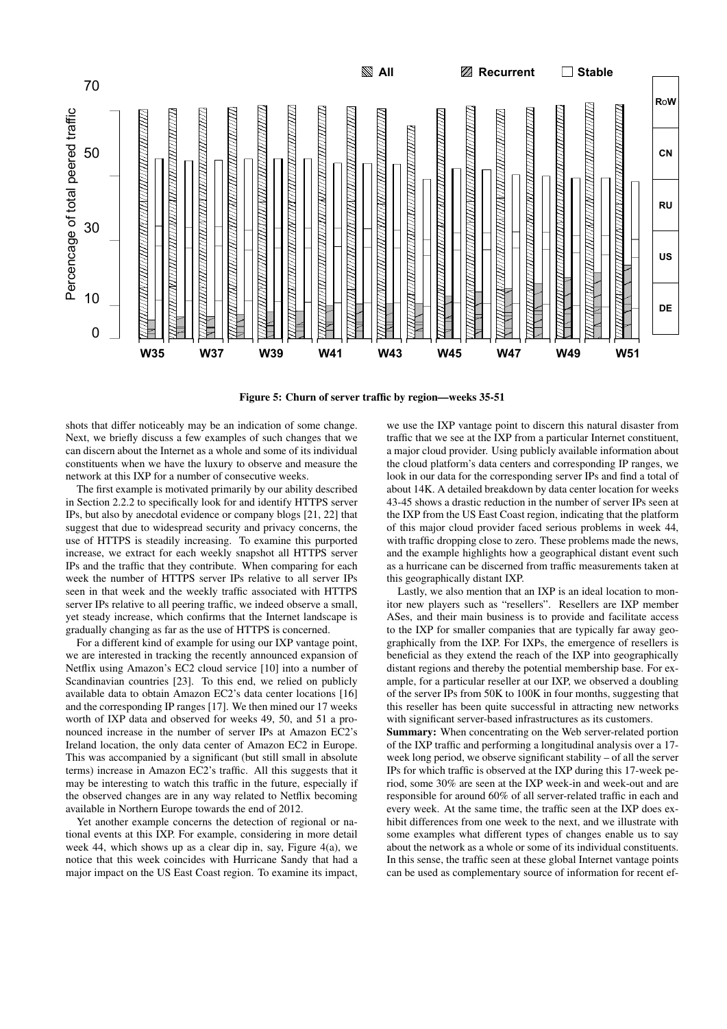Figure 5: Churn of server traffic by region—weeks 35-51

shots that differ noticeably may be an indication of some change. Next, we briefly discuss a few examples of such changes that we can discern about the Internet as a whole and some of its individual constituents when we have the luxury to observe and measure the network at this IXP for a number of consecutive weeks.

The first example is motivated primarily by our ability described in Section 2.2.2 to specifically look for and identify HTTPS server IPs, but also by anecdotal evidence or company blogs [21, 22] that suggest that due to widespread security and privacy concerns, the use of HTTPS is steadily increasing. To examine this purported increase, we extract for each weekly snapshot all HTTPS server IPs and the traffic that they contribute. When comparing for each week the number of HTTPS server IPs relative to all server IPs seen in that week and the weekly traffic associated with HTTPS server IPs relative to all peering traffic, we indeed observe a small, yet steady increase, which confirms that the Internet landscape is gradually changing as far as the use of HTTPS is concerned.

For a different kind of example for using our IXP vantage point, we are interested in tracking the recently announced expansion of Netflix using Amazon's EC2 cloud service [10] into a number of Scandinavian countries [23]. To this end, we relied on publicly available data to obtain Amazon EC2's data center locations [16] and the corresponding IP ranges [17]. We then mined our 17 weeks worth of IXP data and observed for weeks 49, 50, and 51 a pronounced increase in the number of server IPs at Amazon EC2's Ireland location, the only data center of Amazon EC2 in Europe. This was accompanied by a significant (but still small in absolute terms) increase in Amazon EC2's traffic. All this suggests that it may be interesting to watch this traffic in the future, especially if the observed changes are in any way related to Netflix becoming available in Northern Europe towards the end of 2012.

Yet another example concerns the detection of regional or national events at this IXP. For example, considering in more detail week 44, which shows up as a clear dip in, say, Figure 4(a), we notice that this week coincides with Hurricane Sandy that had a major impact on the US East Coast region. To examine its impact, we use the IXP vantage point to discern this natural disaster from traffic that we see at the IXP from a particular Internet constituent, a major cloud provider. Using publicly available information about the cloud platform's data centers and corresponding IP ranges, we look in our data for the corresponding server IPs and find a total of about 14K. A detailed breakdown by data center location for weeks 43-45 shows a drastic reduction in the number of server IPs seen at the IXP from the US East Coast region, indicating that the platform of this major cloud provider faced serious problems in week 44, with traffic dropping close to zero. These problems made the news, and the example highlights how a geographical distant event such as a hurricane can be discerned from traffic measurements taken at this geographically distant IXP.

Lastly, we also mention that an IXP is an ideal location to monitor new players such as "resellers". Resellers are IXP member ASes, and their main business is to provide and facilitate access to the IXP for smaller companies that are typically far away geographically from the IXP. For IXPs, the emergence of resellers is beneficial as they extend the reach of the IXP into geographically distant regions and thereby the potential membership base. For example, for a particular reseller at our IXP, we observed a doubling of the server IPs from 50K to 100K in four months, suggesting that this reseller has been quite successful in attracting new networks with significant server-based infrastructures as its customers.

**Summary:** When concentrating on the Web server-related portion of the IXP traffic and performing a longitudinal analysis over a 17-week long period, we observe significant stability – of all the server IPs for which traffic is observed at the IXP during this 17-week period, some 30% are seen at the IXP week-in and week-out and are responsible for around 60% of all server-related traffic in each and every week. At the same time, the traffic seen at the IXP does exhibit differences from one week to the next, and we illustrate with some examples what different types of changes enable us to say about the network as a whole or some of its individual constituents. In this sense, the traffic seen at these global Internet vantage points can be used as complementary source of information for recent ef-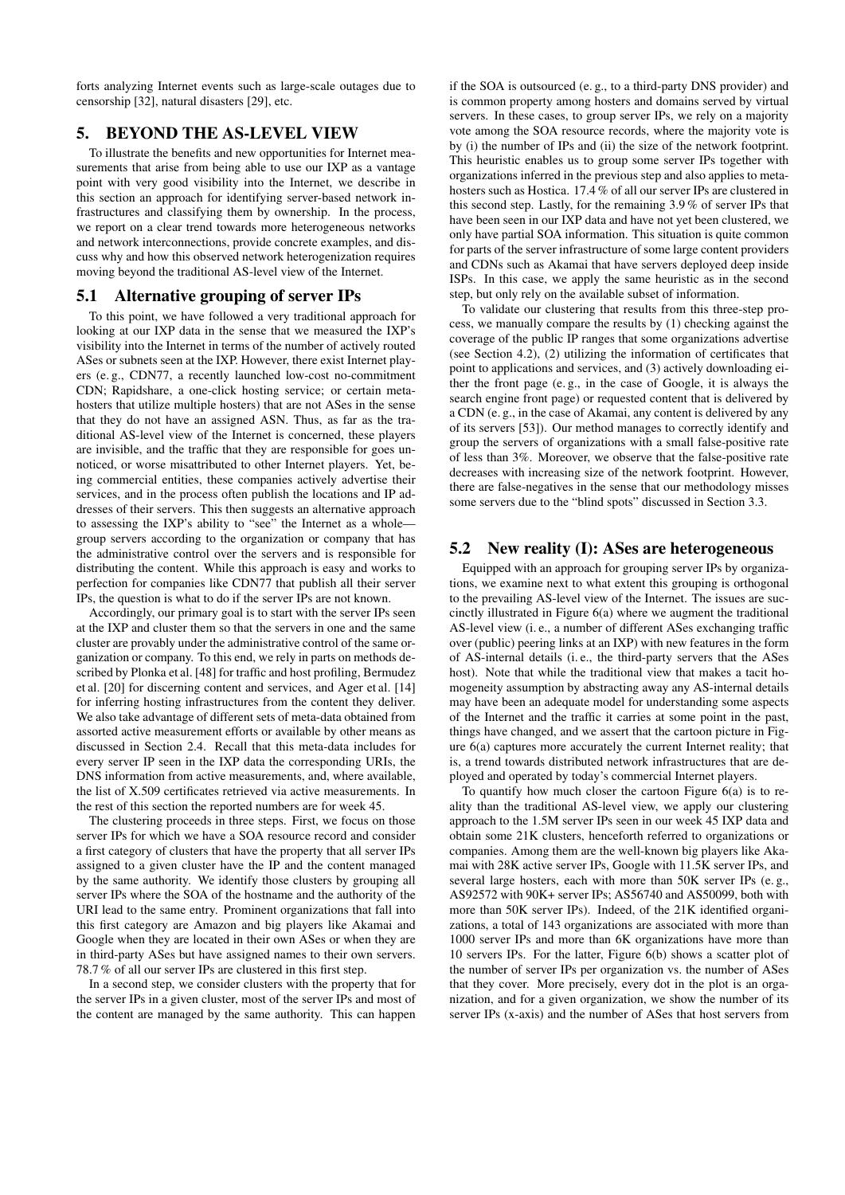forts analyzing Internet events such as large-scale outages due to censorship [32], natural disasters [29], etc.

## 5. BEYOND THE AS-LEVEL VIEW

To illustrate the benefits and new opportunities for Internet measurements that arise from being able to use our IXP as a vantage point with very good visibility into the Internet, we describe in this section an approach for identifying server-based network infrastructures and classifying them by ownership. In the process, we report on a clear trend towards more heterogeneous networks and network interconnections, provide concrete examples, and discuss why and how this observed network heterogenization requires moving beyond the traditional AS-level view of the Internet.

### 5.1 Alternative grouping of server IPs

To this point, we have followed a very traditional approach for looking at our IXP data in the sense that we measured the IXP's visibility into the Internet in terms of the number of actively routed ASes or subnets seen at the IXP. However, there exist Internet players (e. g., CDN77, a recently launched low-cost no-commitment CDN; Rapidshare, a one-click hosting service; or certain metahosters that utilize multiple hosters) that are not ASes in the sense that they do not have an assigned ASN. Thus, as far as the traditional AS-level view of the Internet is concerned, these players are invisible, and the traffic that they are responsible for goes unnoticed, or worse misattributed to other Internet players. Yet, being commercial entities, these companies actively advertise their services, and in the process often publish the locations and IP addresses of their servers. This then suggests an alternative approach to assessing the IXP's ability to "see" the Internet as a whole—group servers according to the organization or company that has the administrative control over the servers and is responsible for distributing the content. While this approach is easy and works to perfection for companies like CDN77 that publish all their server IPs, the question is what to do if the server IPs are not known.

Accordingly, our primary goal is to start with the server IPs seen at the IXP and cluster them so that the servers in one and the same cluster are provably under the administrative control of the same organization or company. To this end, we rely in parts on methods described by Plonka et al. [48] for traffic and host profiling, Bermudez et al. [20] for discerning content and services, and Ager et al. [14] for inferring hosting infrastructures from the content they deliver. We also take advantage of different sets of meta-data obtained from assorted active measurement efforts or available by other means as discussed in Section 2.4. Recall that this meta-data includes for every server IP seen in the IXP data the corresponding URIs, the DNS information from active measurements, and, where available, the list of X.509 certificates retrieved via active measurements. In the rest of this section the reported numbers are for week 45.

The clustering proceeds in three steps. First, we focus on those server IPs for which we have a SOA resource record and consider a first category of clusters that have the property that all server IPs assigned to a given cluster have the IP and the content managed by the same authority. We identify those clusters by grouping all server IPs where the SOA of the hostname and the authority of the URI lead to the same entry. Prominent organizations that fall into this first category are Amazon and big players like Akamai and Google when they are located in their own ASes or when they are in third-party ASes but have assigned names to their own servers. 78.7 % of all our server IPs are clustered in this first step.

In a second step, we consider clusters with the property that for the server IPs in a given cluster, most of the server IPs and most of the content are managed by the same authority. This can happen if the SOA is outsourced (e. g., to a third-party DNS provider) and is common property among hosters and domains served by virtual servers. In these cases, to group server IPs, we rely on a majority vote among the SOA resource records, where the majority vote is by (i) the number of IPs and (ii) the size of the network footprint. This heuristic enables us to group some server IPs together with organizations inferred in the previous step and also applies to metahosters such as Hostica. 17.4 % of all our server IPs are clustered in this second step. Lastly, for the remaining 3.9 % of server IPs that have been seen in our IXP data and have not yet been clustered, we only have partial SOA information. This situation is quite common for parts of the server infrastructure of some large content providers and CDNs such as Akamai that have servers deployed deep inside ISPs. In this case, we apply the same heuristic as in the second step, but only rely on the available subset of information.

To validate our clustering that results from this three-step process, we manually compare the results by (1) checking against the coverage of the public IP ranges that some organizations advertise (see Section 4.2), (2) utilizing the information of certificates that point to applications and services, and (3) actively downloading either the front page (e. g., in the case of Google, it is always the search engine front page) or requested content that is delivered by a CDN (e. g., in the case of Akamai, any content is delivered by any of its servers [53]). Our method manages to correctly identify and group the servers of organizations with a small false-positive rate of less than 3%. Moreover, we observe that the false-positive rate decreases with increasing size of the network footprint. However, there are false-negatives in the sense that our methodology misses some servers due to the "blind spots" discussed in Section 3.3.

### 5.2 New reality (I): ASes are heterogeneous

Equipped with an approach for grouping server IPs by organizations, we examine next to what extent this grouping is orthogonal to the prevailing AS-level view of the Internet. The issues are succinctly illustrated in Figure 6(a) where we augment the traditional AS-level view (i. e., a number of different ASes exchanging traffic over (public) peering links at an IXP) with new features in the form of AS-internal details (i. e., the third-party servers that the ASes host). Note that while the traditional view that makes a tacit homogeneity assumption by abstracting away any AS-internal details may have been an adequate model for understanding some aspects of the Internet and the traffic it carries at some point in the past, things have changed, and we assert that the cartoon picture in Figure 6(a) captures more accurately the current Internet reality; that is, a trend towards distributed network infrastructures that are deployed and operated by today's commercial Internet players.

To quantify how much closer the cartoon Figure 6(a) is to reality than the traditional AS-level view, we apply our clustering approach to the 1.5M server IPs seen in our week 45 IXP data and obtain some 21K clusters, henceforth referred to as organizations or companies. Among them are the well-known big players like Akamai with 28K active server IPs, Google with 11.5K server IPs, and several large hosters, each with more than 50K server IPs (e. g., AS92572 with 90K+ server IPs; AS56740 and AS50099, both with more than 50K server IPs). Indeed, of the 21K identified organizations, a total of 143 organizations are associated with more than 1000 server IPs and more than 6K organizations have more than 10 servers IPs. For the latter, Figure 6(b) shows a scatter plot of the number of server IPs per organization vs. the number of ASes that they cover. More precisely, every dot in the plot is an organization, and for a given organization, we show the number of its server IPs (x-axis) and the number of ASes that host servers from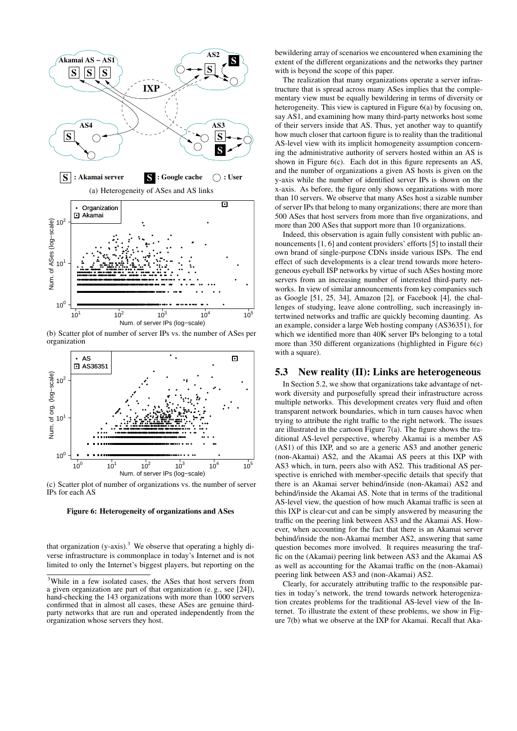(a) Heterogeneity of ASes and AS links

(b) Scatter plot of number of server IPs vs. the number of ASes per organization

(c) Scatter plot of number of organizations vs. the number of server IPs for each AS

**Figure 6: Heterogeneity of organizations and ASes**

that organization (y-axis).[3] We observe that operating a highly diverse infrastructure is commonplace in today's Internet and is not limited to only the Internet's biggest players, but reporting on the bewildering array of scenarios we encountered when examining the extent of the different organizations and the networks they partner with is beyond the scope of this paper.

The realization that many organizations operate a server infrastructure that is spread across many ASes implies that the complementary view must be equally bewildering in terms of diversity or heterogeneity. This view is captured in Figure 6(a) by focusing on, say AS1, and examining how many third-party networks host some of their servers inside that AS. Thus, yet another way to quantify how much closer that cartoon figure is to reality than the traditional AS-level view with its implicit homogeneity assumption concerning the administrative authority of servers hosted within an AS is shown in Figure 6(c). Each dot in this figure represents an AS, and the number of organizations a given AS hosts is given on the y-axis while the number of identified server IPs is shown on the x-axis. As before, the figure only shows organizations with more than 10 servers. We observe that many ASes host a sizable number of server IPs that belong to many organizations; there are more than 500 ASes that host servers from more than five organizations, and more than 200 ASes that support more than 10 organizations.

Indeed, this observation is again fully consistent with public announcements [1, 6] and content providers' efforts [5] to install their own brand of single-purpose CDNs inside various ISPs. The end effect of such developments is a clear trend towards more heterogeneous eyeball ISP networks by virtue of such ASes hosting more servers from an increasing number of interested third-party networks. In view of similar announcements from key companies such as Google [51, 25, 34], Amazon [2], or Facebook [4], the challenges of studying, leave alone controlling, such increasingly intertwined networks and traffic are quickly becoming daunting. As an example, consider a large Web hosting company (AS36351), for which we identified more than 40K server IPs belonging to a total more than 350 different organizations (highlighted in Figure 6(c) with a square).

## 5.3 New reality (II): Links are heterogeneous

In Section 5.2, we show that organizations take advantage of network diversity and purposefully spread their infrastructure across multiple networks. This development creates very fluid and often transparent network boundaries, which in turn causes havoc when trying to attribute the right traffic to the right network. The issues are illustrated in the cartoon Figure 7(a). The figure shows the traditional AS-level perspective, whereby Akamai is a member AS (AS1) of this IXP, and so are a generic AS3 and another generic (non-Akamai) AS2, and the Akamai AS peers at this IXP with AS3 which, in turn, peers also with AS2. This traditional AS perspective is enriched with member-specific details that specify that there is an Akamai server behind/inside (non-Akamai) AS2 and behind/inside the Akamai AS. Note that in terms of the traditional AS-level view, the question of how much Akamai traffic is seen at this IXP is clear-cut and can be simply answered by measuring the traffic on the peering link between AS3 and the Akamai AS. However, when accounting for the fact that there is an Akamai server behind/inside the non-Akamai member AS2, answering that same question becomes more involved. It requires measuring the traffic on the (Akamai) peering link between AS3 and the Akamai AS as well as accounting for the Akamai traffic on the (non-Akamai) peering link between AS3 and (non-Akamai) AS2.

Clearly, for accurately attributing traffic to the responsible parties in today's network, the trend towards network heterogenization creates problems for the traditional AS-level view of the Internet. To illustrate the extent of these problems, we show in Figure 7(b) what we observe at the IXP for Akamai. Recall that Aka-

[3] While in a few isolated cases, the ASes that host servers from a given organization are part of that organization (e. g., see [24]), hand-checking the 143 organizations with more than 1000 servers confirmed that in almost all cases, these ASes are genuine third-party networks that are run and operated independently from the organization whose servers they host.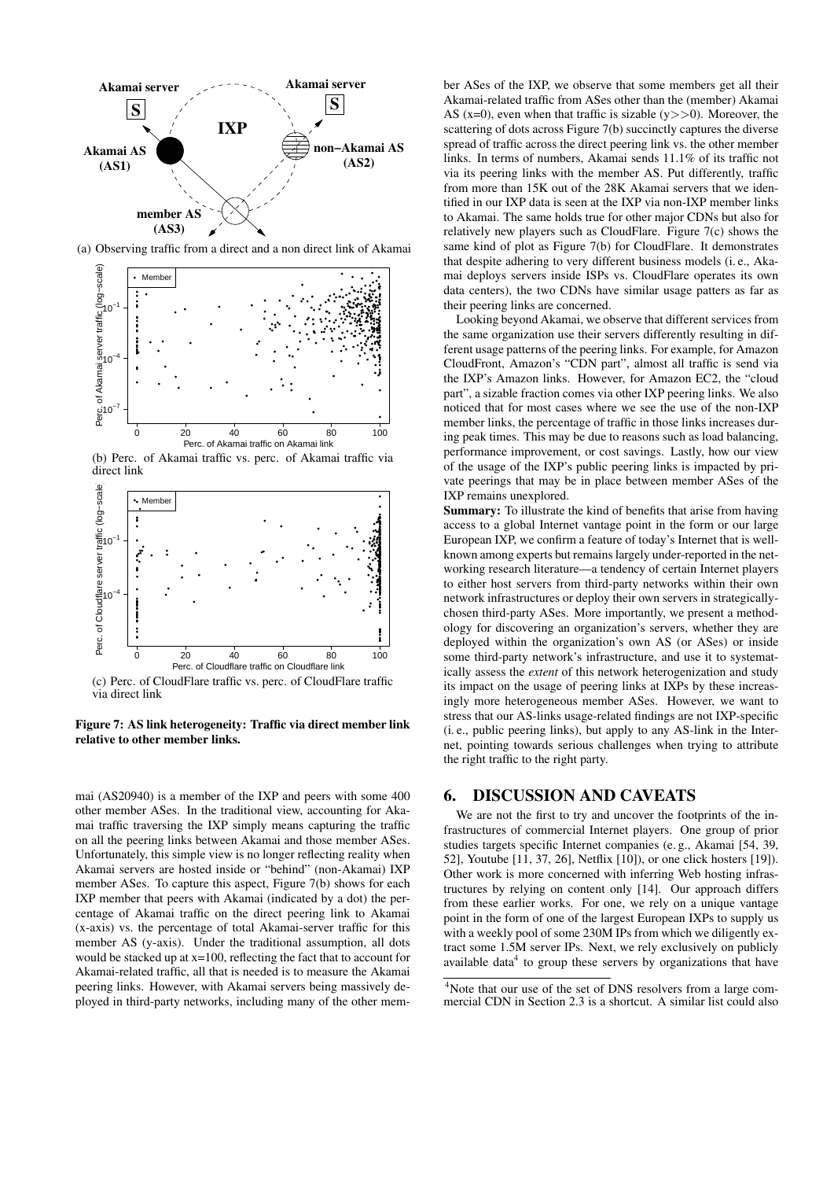(a) Observing traffic from a direct and a non direct link of Akamai

(b) Perc. of Akamai traffic vs. perc. of Akamai traffic via direct link

(c) Perc. of CloudFlare traffic vs. perc. of CloudFlare traffic via direct link

**Figure 7: AS link heterogeneity: Traffic via direct member link relative to other member links.**

mai (AS20940) is a member of the IXP and peers with some 400 other member ASes. In the traditional view, accounting for Akamai traffic traversing the IXP simply means capturing the traffic on all the peering links between Akamai and those member ASes. Unfortunately, this simple view is no longer reflecting reality when Akamai servers are hosted inside or "behind" (non-Akamai) IXP member ASes. To capture this aspect, Figure 7(b) shows for each IXP member that peers with Akamai (indicated by a dot) the percentage of Akamai traffic on the direct peering link to Akamai (x-axis) vs. the percentage of total Akamai-server traffic for this member AS (y-axis). Under the traditional assumption, all dots would be stacked up at x=100, reflecting the fact that to account for Akamai-related traffic, all that is needed is to measure the Akamai peering links. However, with Akamai servers being massively deployed in third-party networks, including many of the other member ASes of the IXP, we observe that some members get all their Akamai-related traffic from ASes other than the (member) Akamai AS (x=0), even when that traffic is sizable (y>>0). Moreover, the scattering of dots across Figure 7(b) succinctly captures the diverse spread of traffic across the direct peering link vs. the other member links. In terms of numbers, Akamai sends 11.1% of its traffic not via its peering links with the member AS. Put differently, traffic from more than 15K out of the 28K Akamai servers that we identified in our IXP data is seen at the IXP via non-IXP member links to Akamai. The same holds true for other major CDNs but also for relatively new players such as CloudFlare. Figure 7(c) shows the same kind of plot as Figure 7(b) for CloudFlare. It demonstrates that despite adhering to very different business models (i. e., Akamai deploys servers inside ISPs vs. CloudFlare operates its own data centers), the two CDNs have similar usage patters as far as their peering links are concerned.

Looking beyond Akamai, we observe that different services from the same organization use their servers differently resulting in different usage patterns of the peering links. For example, for Amazon CloudFront, Amazon's "CDN part", almost all traffic is send via the IXP's Amazon links. However, for Amazon EC2, the "cloud part", a sizable fraction comes via other IXP peering links. We also noticed that for most cases where we see the use of the non-IXP member links, the percentage of traffic in those links increases during peak times. This may be due to reasons such as load balancing, performance improvement, or cost savings. Lastly, how our view of the usage of the IXP's public peering links is impacted by private peerings that may be in place between member ASes of the IXP remains unexplored.

**Summary:** To illustrate the kind of benefits that arise from having access to a global Internet vantage point in the form or our large European IXP, we confirm a feature of today's Internet that is well-known among experts but remains largely under-reported in the networking research literature—a tendency of certain Internet players to either host servers from third-party networks within their own network infrastructures or deploy their own servers in strategically-chosen third-party ASes. More importantly, we present a methodology for discovering an organization's servers, whether they are deployed within the organization's own AS (or ASes) or inside some third-party network's infrastructure, and use it to systematically assess the *extent* of this network heterogenization and study its impact on the usage of peering links at IXPs by these increasingly more heterogeneous member ASes. However, we want to stress that our AS-links usage-related findings are not IXP-specific (i. e., public peering links), but apply to any AS-link in the Internet, pointing towards serious challenges when trying to attribute the right traffic to the right party.

## 6. DISCUSSION AND CAVEATS

We are not the first to try and uncover the footprints of the infrastructures of commercial Internet players. One group of prior studies targets specific Internet companies (e. g., Akamai [54, 39, 52], Youtube [11, 37, 26], Netflix [10]), or one click hosters [19]). Other work is more concerned with inferring Web hosting infrastructures by relying on content only [14]. Our approach differs from these earlier works. For one, we rely on a unique vantage point in the form of one of the largest European IXPs to supply us with a weekly pool of some 230M IPs from which we diligently extract some 1.5M server IPs. Next, we rely exclusively on publicly available data[4] to group these servers by organizations that have

[4]Note that our use of the set of DNS resolvers from a large commercial CDN in Section 2.3 is a shortcut. A similar list could also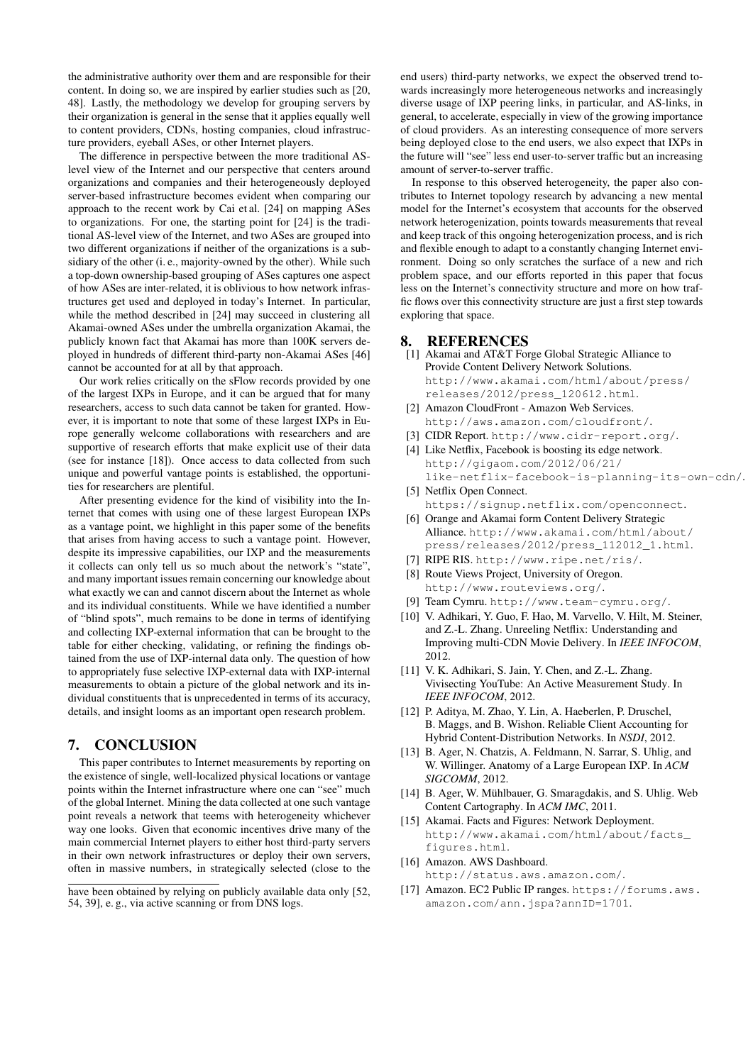the administrative authority over them and are responsible for their content. In doing so, we are inspired by earlier studies such as [20, 48]. Lastly, the methodology we develop for grouping servers by their organization is general in the sense that it applies equally well to content providers, CDNs, hosting companies, cloud infrastructure providers, eyeball ASes, or other Internet players.

The difference in perspective between the more traditional AS-level view of the Internet and our perspective that centers around organizations and companies and their heterogeneously deployed server-based infrastructure becomes evident when comparing our approach to the recent work by Cai et al. [24] on mapping ASes to organizations. For one, the starting point for [24] is the traditional AS-level view of the Internet, and two ASes are grouped into two different organizations if neither of the organizations is a subsidiary of the other (i. e., majority-owned by the other). While such a top-down ownership-based grouping of ASes captures one aspect of how ASes are inter-related, it is oblivious to how network infrastructures get used and deployed in today's Internet. In particular, while the method described in [24] may succeed in clustering all Akamai-owned ASes under the umbrella organization Akamai, the publicly known fact that Akamai has more than 100K servers deployed in hundreds of different third-party non-Akamai ASes [46] cannot be accounted for at all by that approach.

Our work relies critically on the sFlow records provided by one of the largest IXPs in Europe, and it can be argued that for many researchers, access to such data cannot be taken for granted. However, it is important to note that some of these largest IXPs in Europe generally welcome collaborations with researchers and are supportive of research efforts that make explicit use of their data (see for instance [18]). Once access to data collected from such unique and powerful vantage points is established, the opportunities for researchers are plentiful.

After presenting evidence for the kind of visibility into the Internet that comes with using one of these largest European IXPs as a vantage point, we highlight in this paper some of the benefits that arises from having access to such a vantage point. However, despite its impressive capabilities, our IXP and the measurements it collects can only tell us so much about the network's "state", and many important issues remain concerning our knowledge about what exactly we can and cannot discern about the Internet as whole and its individual constituents. While we have identified a number of "blind spots", much remains to be done in terms of identifying and collecting IXP-external information that can be brought to the table for either checking, validating, or refining the findings obtained from the use of IXP-internal data only. The question of how to appropriately fuse selective IXP-external data with IXP-internal measurements to obtain a picture of the global network and its individual constituents that is unprecedented in terms of its accuracy, details, and insight looms as an important open research problem.

## 7. CONCLUSION

This paper contributes to Internet measurements by reporting on the existence of single, well-localized physical locations or vantage points within the Internet infrastructure where one can "see" much of the global Internet. Mining the data collected at one such vantage point reveals a network that teems with heterogeneity whichever way one looks. Given that economic incentives drive many of the main commercial Internet players to either host third-party servers in their own network infrastructures or deploy their own servers, often in massive numbers, in strategically selected (close to the end users) third-party networks, we expect the observed trend towards increasingly more heterogeneous networks and increasingly diverse usage of IXP peering links, in particular, and AS-links, in general, to accelerate, especially in view of the growing importance of cloud providers. As an interesting consequence of more servers being deployed close to the end users, we also expect that IXPs in the future will "see" less end user-to-server traffic but an increasing amount of server-to-server traffic.

In response to this observed heterogeneity, the paper also contributes to Internet topology research by advancing a new mental model for the Internet's ecosystem that accounts for the observed network heterogenization, points towards measurements that reveal and keep track of this ongoing heterogenization process, and is rich and flexible enough to adapt to a constantly changing Internet environment. Doing so only scratches the surface of a new and rich problem space, and our efforts reported in this paper that focus less on the Internet's connectivity structure and more on how traffic flows over this connectivity structure are just a first step towards exploring that space.

have been obtained by relying on publicly available data only [52, 54, 39], e. g., via active scanning or from DNS logs.

## 8. REFERENCES

[1] Akamai and AT&T Forge Global Strategic Alliance to Provide Content Delivery Network Solutions. http://www.akamai.com/html/about/press/releases/2012/press_120612.html.

[2] Amazon CloudFront - Amazon Web Services. http://aws.amazon.com/cloudfront/.

[3] CIDR Report. http://www.cidr-report.org/.

[4] Like Netflix, Facebook is boosting its edge network. http://gigaom.com/2012/06/21/like-netflix-facebook-is-planning-its-own-cdn/.

[5] Netflix Open Connect. https://signup.netflix.com/openconnect.

[6] Orange and Akamai form Content Delivery Strategic Alliance. http://www.akamai.com/html/about/press/releases/2012/press_112012_1.html.

[7] RIPE RIS. http://www.ripe.net/ris/.

[8] Route Views Project, University of Oregon. http://www.routeviews.org/.

[9] Team Cymru. http://www.team-cymru.org/.

[10] V. Adhikari, Y. Guo, F. Hao, M. Varvello, V. Hilt, M. Steiner, and Z.-L. Zhang. Unreeling Netflix: Understanding and Improving multi-CDN Movie Delivery. In *IEEE INFOCOM*, 2012.

[11] V. K. Adhikari, S. Jain, Y. Chen, and Z.-L. Zhang. Vivisecting YouTube: An Active Measurement Study. In *IEEE INFOCOM*, 2012.

[12] P. Aditya, M. Zhao, Y. Lin, A. Haeberlen, P. Druschel, B. Maggs, and B. Wishon. Reliable Client Accounting for Hybrid Content-Distribution Networks. In *NSDI*, 2012.

[13] B. Ager, N. Chatzis, A. Feldmann, N. Sarrar, S. Uhlig, and W. Willinger. Anatomy of a Large European IXP. In *ACM SIGCOMM*, 2012.

[14] B. Ager, W. Mühlbauer, G. Smaragdakis, and S. Uhlig. Web Content Cartography. In *ACM IMC*, 2011.

[15] Akamai. Facts and Figures: Network Deployment. http://www.akamai.com/html/about/facts_figures.html.

[16] Amazon. AWS Dashboard. http://status.aws.amazon.com/.

[17] Amazon. EC2 Public IP ranges. https://forums.aws.amazon.com/ann.jspa?annID=1701.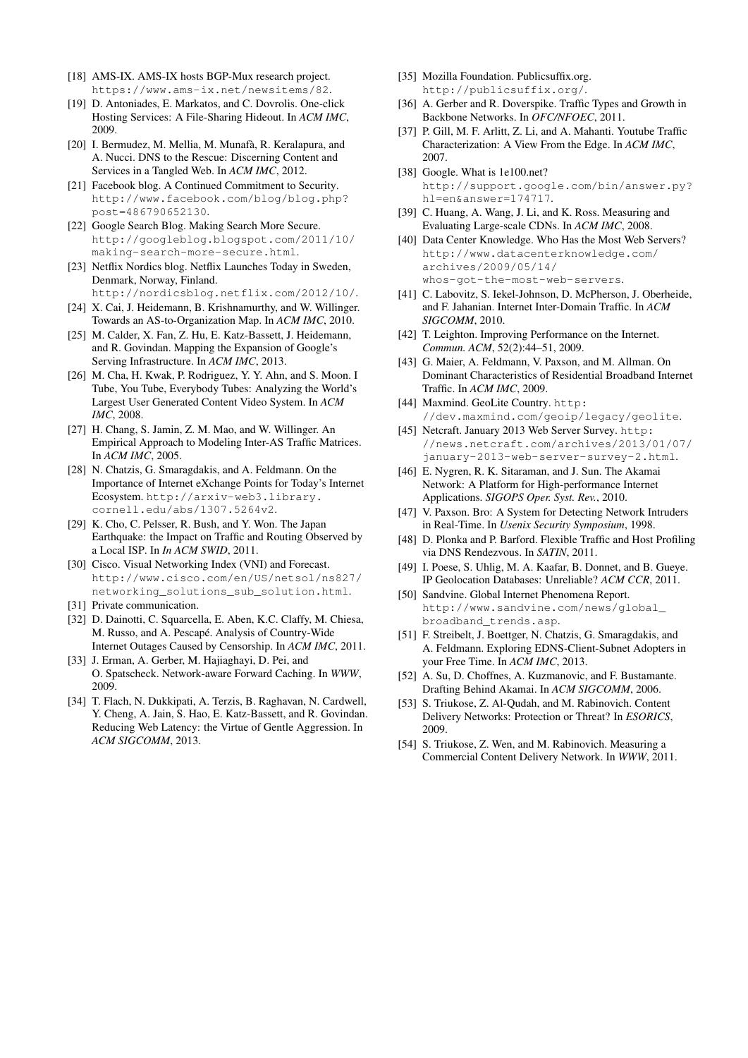[18] AMS-IX. AMS-IX hosts BGP-Mux research project. https://www.ams-ix.net/newsitems/82.

[19] D. Antoniades, E. Markatos, and C. Dovrolis. One-click Hosting Services: A File-Sharing Hideout. In *ACM IMC*, 2009.

[20] I. Bermudez, M. Mellia, M. Munafà, R. Keralapura, and A. Nucci. DNS to the Rescue: Discerning Content and Services in a Tangled Web. In *ACM IMC*, 2012.

[21] Facebook blog. A Continued Commitment to Security. http://www.facebook.com/blog/blog.php?post=486790652130.

[22] Google Search Blog. Making Search More Secure. http://googleblog.blogspot.com/2011/10/making-search-more-secure.html.

[23] Netflix Nordics blog. Netflix Launches Today in Sweden, Denmark, Norway, Finland. http://nordicsblog.netflix.com/2012/10/.

[24] X. Cai, J. Heidemann, B. Krishnamurthy, and W. Willinger. Towards an AS-to-Organization Map. In *ACM IMC*, 2010.

[25] M. Calder, X. Fan, Z. Hu, E. Katz-Bassett, J. Heidemann, and R. Govindan. Mapping the Expansion of Google's Serving Infrastructure. In *ACM IMC*, 2013.

[26] M. Cha, H. Kwak, P. Rodriguez, Y. Y. Ahn, and S. Moon. I Tube, You Tube, Everybody Tubes: Analyzing the World's Largest User Generated Content Video System. In *ACM IMC*, 2008.

[27] H. Chang, S. Jamin, Z. M. Mao, and W. Willinger. An Empirical Approach to Modeling Inter-AS Traffic Matrices. In *ACM IMC*, 2005.

[28] N. Chatzis, G. Smaragdakis, and A. Feldmann. On the Importance of Internet eXchange Points for Today's Internet Ecosystem. http://arxiv-web3.library.cornell.edu/abs/1307.5264v2.

[29] K. Cho, C. Pelsser, R. Bush, and Y. Won. The Japan Earthquake: the Impact on Traffic and Routing Observed by a Local ISP. In *In ACM SWID*, 2011.

[30] Cisco. Visual Networking Index (VNI) and Forecast. http://www.cisco.com/en/US/netsol/ns827/networking_solutions_sub_solution.html.

[31] Private communication.

[32] D. Dainotti, C. Squarcella, E. Aben, K.C. Claffy, M. Chiesa, M. Russo, and A. Pescapé. Analysis of Country-Wide Internet Outages Caused by Censorship. In *ACM IMC*, 2011.

[33] J. Erman, A. Gerber, M. Hajiaghayi, D. Pei, and O. Spatscheck. Network-aware Forward Caching. In *WWW*, 2009.

[34] T. Flach, N. Dukkipati, A. Terzis, B. Raghavan, N. Cardwell, Y. Cheng, A. Jain, S. Hao, E. Katz-Bassett, and R. Govindan. Reducing Web Latency: the Virtue of Gentle Aggression. In *ACM SIGCOMM*, 2013.

[35] Mozilla Foundation. Publicsuffix.org. http://publicsuffix.org/.

[36] A. Gerber and R. Doverspike. Traffic Types and Growth in Backbone Networks. In *OFC/NFOEC*, 2011.

[37] P. Gill, M. F. Arlitt, Z. Li, and A. Mahanti. Youtube Traffic Characterization: A View From the Edge. In *ACM IMC*, 2007.

[38] Google. What is 1e100.net? http://support.google.com/bin/answer.py?hl=en&answer=174717.

[39] C. Huang, A. Wang, J. Li, and K. Ross. Measuring and Evaluating Large-scale CDNs. In *ACM IMC*, 2008.

[40] Data Center Knowledge. Who Has the Most Web Servers? http://www.datacenterknowledge.com/archives/2009/05/14/whos-got-the-most-web-servers.

[41] C. Labovitz, S. Iekel-Johnson, D. McPherson, J. Oberheide, and F. Jahanian. Internet Inter-Domain Traffic. In *ACM SIGCOMM*, 2010.

[42] T. Leighton. Improving Performance on the Internet. *Commun. ACM*, 52(2):44–51, 2009.

[43] G. Maier, A. Feldmann, V. Paxson, and M. Allman. On Dominant Characteristics of Residential Broadband Internet Traffic. In *ACM IMC*, 2009.

[44] Maxmind. GeoLite Country. http://dev.maxmind.com/geoip/legacy/geolite.

[45] Netcraft. January 2013 Web Server Survey. http://news.netcraft.com/archives/2013/01/07/january-2013-web-server-survey-2.html.

[46] E. Nygren, R. K. Sitaraman, and J. Sun. The Akamai Network: A Platform for High-performance Internet Applications. *SIGOPS Oper. Syst. Rev.*, 2010.

[47] V. Paxson. Bro: A System for Detecting Network Intruders in Real-Time. In *Usenix Security Symposium*, 1998.

[48] D. Plonka and P. Barford. Flexible Traffic and Host Profiling via DNS Rendezvous. In *SATIN*, 2011.

[49] I. Poese, S. Uhlig, M. A. Kaafar, B. Donnet, and B. Gueye. IP Geolocation Databases: Unreliable? *ACM CCR*, 2011.

[50] Sandvine. Global Internet Phenomena Report. http://www.sandvine.com/news/global_broadband_trends.asp.

[51] F. Streibelt, J. Boettger, N. Chatzis, G. Smaragdakis, and A. Feldmann. Exploring EDNS-Client-Subnet Adopters in your Free Time. In *ACM IMC*, 2013.

[52] A. Su, D. Choffnes, A. Kuzmanovic, and F. Bustamante. Drafting Behind Akamai. In *ACM SIGCOMM*, 2006.

[53] S. Triukose, Z. Al-Qudah, and M. Rabinovich. Content Delivery Networks: Protection or Threat? In *ESORICS*, 2009.

[54] S. Triukose, Z. Wen, and M. Rabinovich. Measuring a Commercial Content Delivery Network. In *WWW*, 2011.